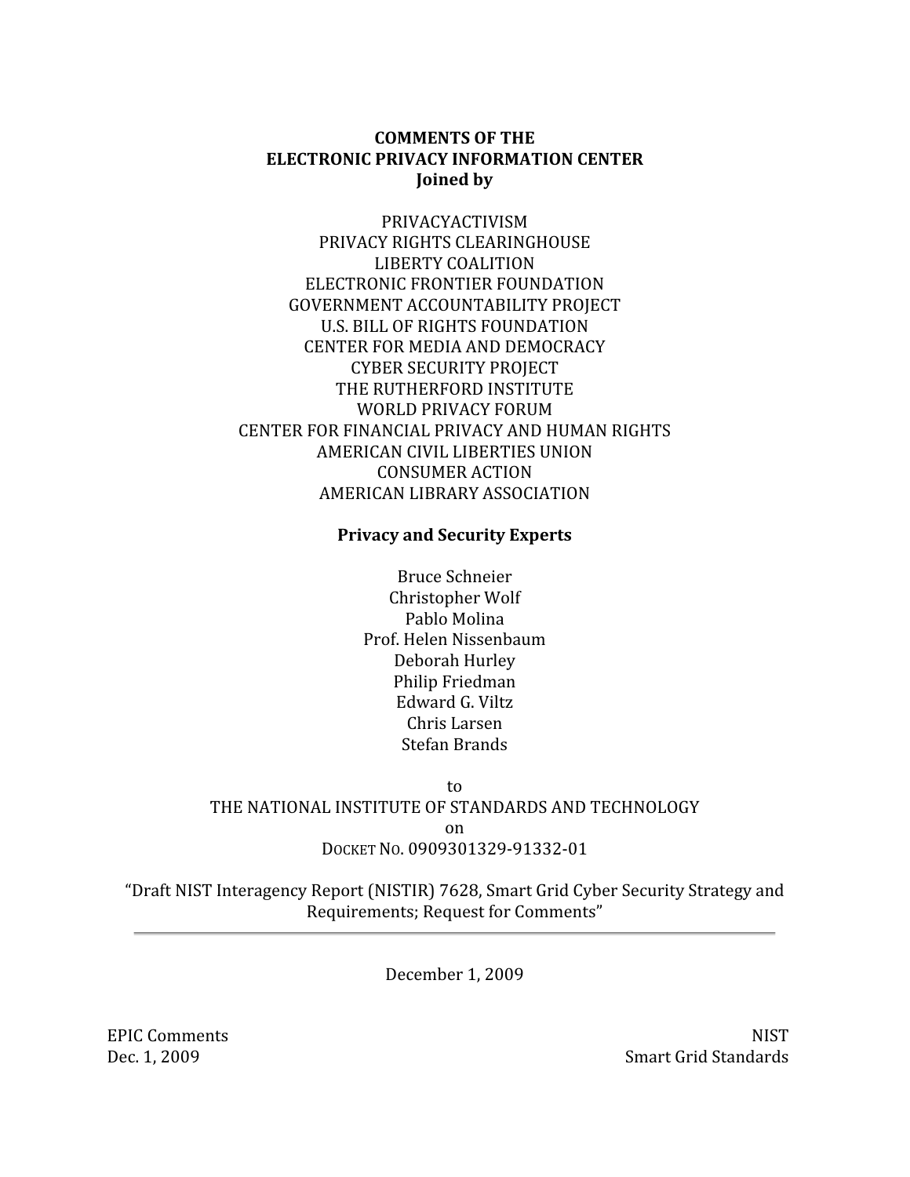**COMMENTS OF THE**
**ELECTRONIC PRIVACY INFORMATION CENTER**
**Joined by**

PRIVACYACTIVISM
PRIVACY RIGHTS CLEARINGHOUSE
LIBERTY COALITION
ELECTRONIC FRONTIER FOUNDATION
GOVERNMENT ACCOUNTABILITY PROJECT
U.S. BILL OF RIGHTS FOUNDATION
CENTER FOR MEDIA AND DEMOCRACY
CYBER SECURITY PROJECT
THE RUTHERFORD INSTITUTE
WORLD PRIVACY FORUM
CENTER FOR FINANCIAL PRIVACY AND HUMAN RIGHTS
AMERICAN CIVIL LIBERTIES UNION
CONSUMER ACTION
AMERICAN LIBRARY ASSOCIATION

**Privacy and Security Experts**

Bruce Schneier
Christopher Wolf
Pablo Molina
Prof. Helen Nissenbaum
Deborah Hurley
Philip Friedman
Edward G. Viltz
Chris Larsen
Stefan Brands

to
THE NATIONAL INSTITUTE OF STANDARDS AND TECHNOLOGY
on
DOCKET NO. 0909301329-91332-01

"Draft NIST Interagency Report (NISTIR) 7628, Smart Grid Cyber Security Strategy and Requirements; Request for Comments"

---

December 1, 2009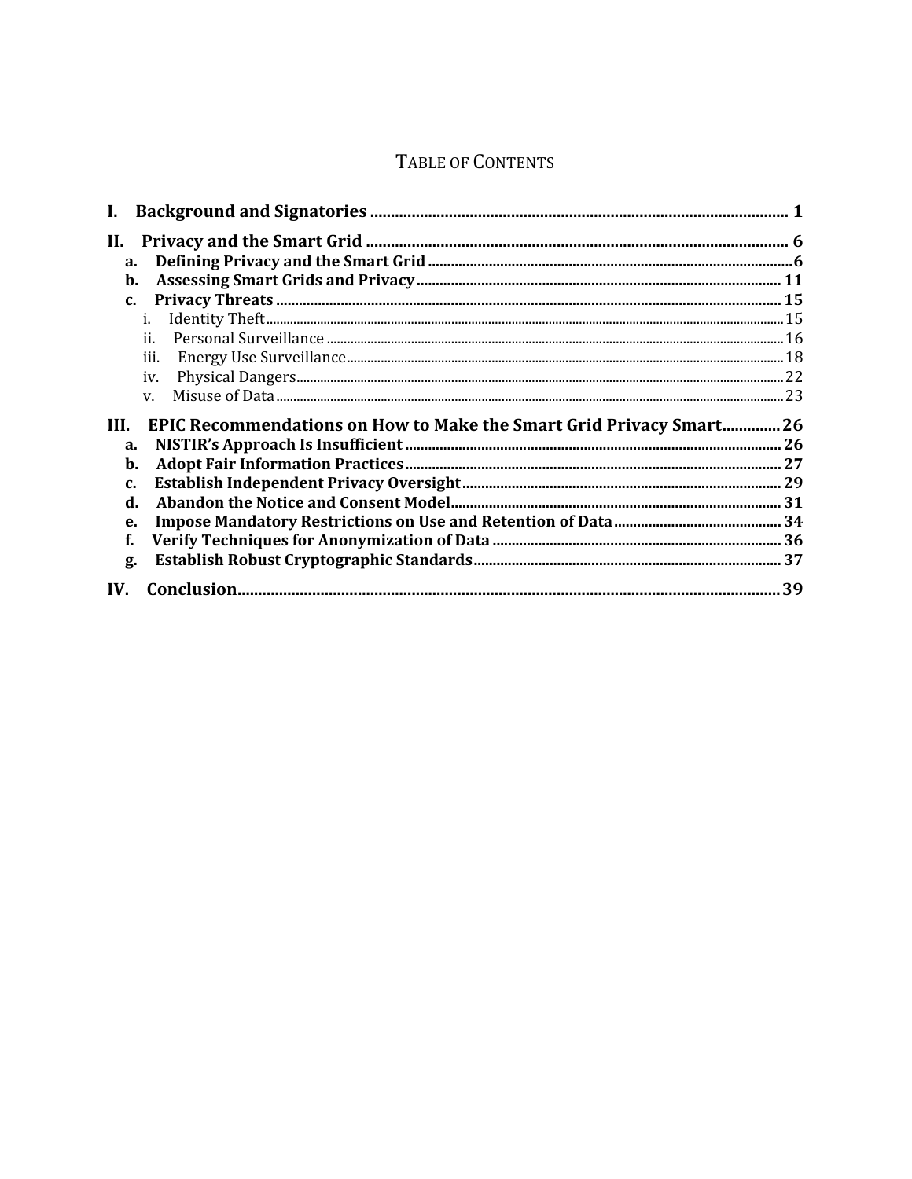## TABLE OF CONTENTS

**I. Background and Signatories** ..... 1

**II. Privacy and the Smart Grid** ..... 6

- **a. Defining Privacy and the Smart Grid** ..... 6
- **b. Assessing Smart Grids and Privacy** ..... 11
- **c. Privacy Threats** ..... 15
  - i. Identity Theft ..... 15
  - ii. Personal Surveillance ..... 16
  - iii. Energy Use Surveillance ..... 18
  - iv. Physical Dangers ..... 22
  - v. Misuse of Data ..... 23

**III. EPIC Recommendations on How to Make the Smart Grid Privacy Smart** ..... 26

- **a. NISTIR's Approach Is Insufficient** ..... 26
- **b. Adopt Fair Information Practices** ..... 27
- **c. Establish Independent Privacy Oversight** ..... 29
- **d. Abandon the Notice and Consent Model** ..... 31
- **e. Impose Mandatory Restrictions on Use and Retention of Data** ..... 34
- **f. Verify Techniques for Anonymization of Data** ..... 36
- **g. Establish Robust Cryptographic Standards** ..... 37

**IV. Conclusion** ..... 39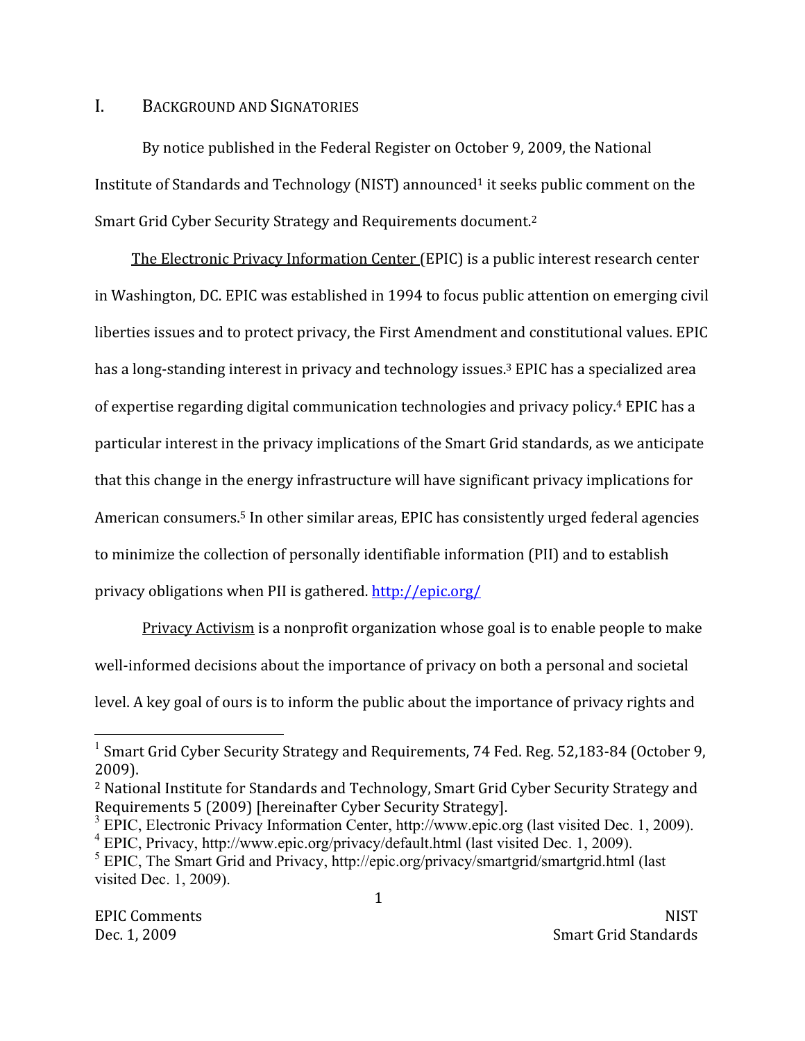## I. BACKGROUND AND SIGNATORIES

By notice published in the Federal Register on October 9, 2009, the National Institute of Standards and Technology (NIST) announced[1] it seeks public comment on the Smart Grid Cyber Security Strategy and Requirements document.[2]

The Electronic Privacy Information Center (EPIC) is a public interest research center in Washington, DC. EPIC was established in 1994 to focus public attention on emerging civil liberties issues and to protect privacy, the First Amendment and constitutional values. EPIC has a long-standing interest in privacy and technology issues.[3] EPIC has a specialized area of expertise regarding digital communication technologies and privacy policy.[4] EPIC has a particular interest in the privacy implications of the Smart Grid standards, as we anticipate that this change in the energy infrastructure will have significant privacy implications for American consumers.[5] In other similar areas, EPIC has consistently urged federal agencies to minimize the collection of personally identifiable information (PII) and to establish privacy obligations when PII is gathered. http://epic.org/

Privacy Activism is a nonprofit organization whose goal is to enable people to make well-informed decisions about the importance of privacy on both a personal and societal level. A key goal of ours is to inform the public about the importance of privacy rights and

---

[1] Smart Grid Cyber Security Strategy and Requirements, 74 Fed. Reg. 52,183-84 (October 9, 2009).

[2] National Institute for Standards and Technology, Smart Grid Cyber Security Strategy and Requirements 5 (2009) [hereinafter Cyber Security Strategy].

[3] EPIC, Electronic Privacy Information Center, http://www.epic.org (last visited Dec. 1, 2009).

[4] EPIC, Privacy, http://www.epic.org/privacy/default.html (last visited Dec. 1, 2009).

[5] EPIC, The Smart Grid and Privacy, http://epic.org/privacy/smartgrid/smartgrid.html (last visited Dec. 1, 2009).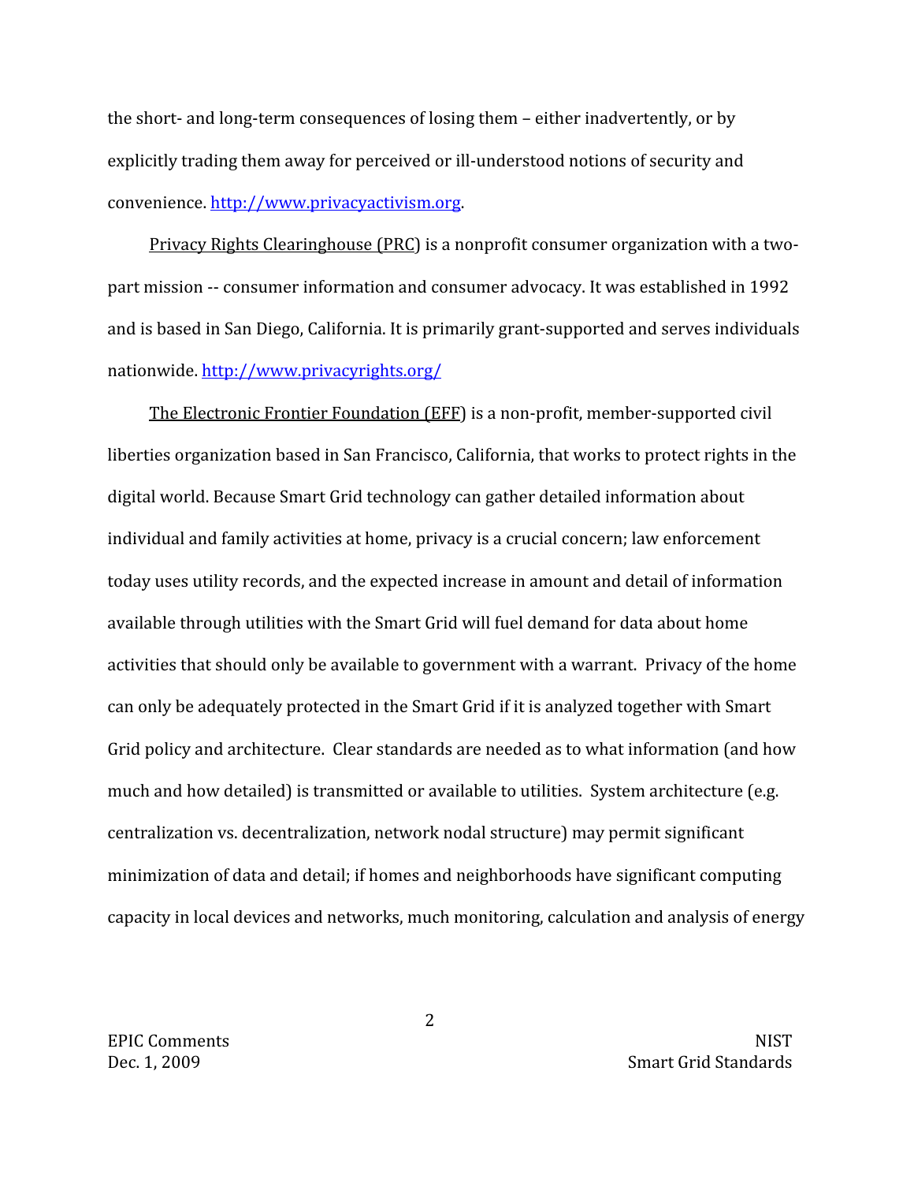the short- and long-term consequences of losing them – either inadvertently, or by explicitly trading them away for perceived or ill-understood notions of security and convenience. http://www.privacyactivism.org.

Privacy Rights Clearinghouse (PRC) is a nonprofit consumer organization with a two-part mission -- consumer information and consumer advocacy. It was established in 1992 and is based in San Diego, California. It is primarily grant-supported and serves individuals nationwide. http://www.privacyrights.org/

The Electronic Frontier Foundation (EFF) is a non-profit, member-supported civil liberties organization based in San Francisco, California, that works to protect rights in the digital world. Because Smart Grid technology can gather detailed information about individual and family activities at home, privacy is a crucial concern; law enforcement today uses utility records, and the expected increase in amount and detail of information available through utilities with the Smart Grid will fuel demand for data about home activities that should only be available to government with a warrant. Privacy of the home can only be adequately protected in the Smart Grid if it is analyzed together with Smart Grid policy and architecture. Clear standards are needed as to what information (and how much and how detailed) is transmitted or available to utilities. System architecture (e.g. centralization vs. decentralization, network nodal structure) may permit significant minimization of data and detail; if homes and neighborhoods have significant computing capacity in local devices and networks, much monitoring, calculation and analysis of energy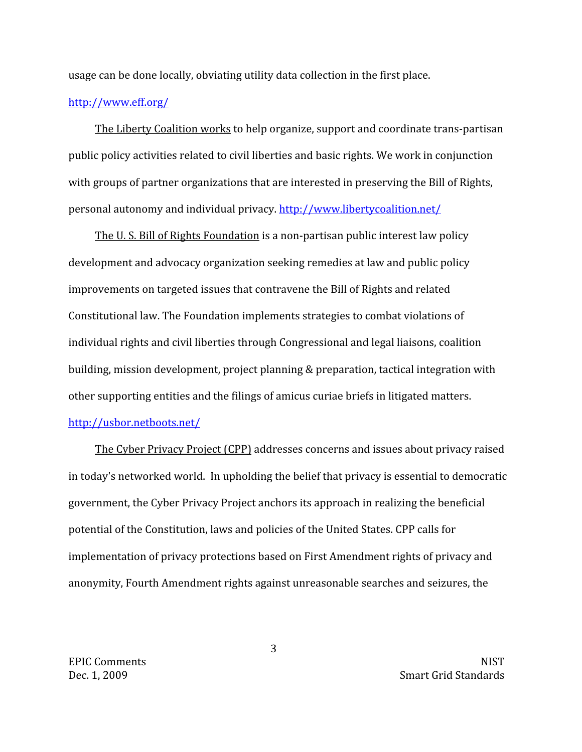usage can be done locally, obviating utility data collection in the first place.

http://www.eff.org/

The Liberty Coalition works to help organize, support and coordinate trans-partisan public policy activities related to civil liberties and basic rights. We work in conjunction with groups of partner organizations that are interested in preserving the Bill of Rights, personal autonomy and individual privacy. http://www.libertycoalition.net/

The U. S. Bill of Rights Foundation is a non-partisan public interest law policy development and advocacy organization seeking remedies at law and public policy improvements on targeted issues that contravene the Bill of Rights and related Constitutional law. The Foundation implements strategies to combat violations of individual rights and civil liberties through Congressional and legal liaisons, coalition building, mission development, project planning & preparation, tactical integration with other supporting entities and the filings of amicus curiae briefs in litigated matters.

http://usbor.netboots.net/

The Cyber Privacy Project (CPP) addresses concerns and issues about privacy raised in today's networked world. In upholding the belief that privacy is essential to democratic government, the Cyber Privacy Project anchors its approach in realizing the beneficial potential of the Constitution, laws and policies of the United States. CPP calls for implementation of privacy protections based on First Amendment rights of privacy and anonymity, Fourth Amendment rights against unreasonable searches and seizures, the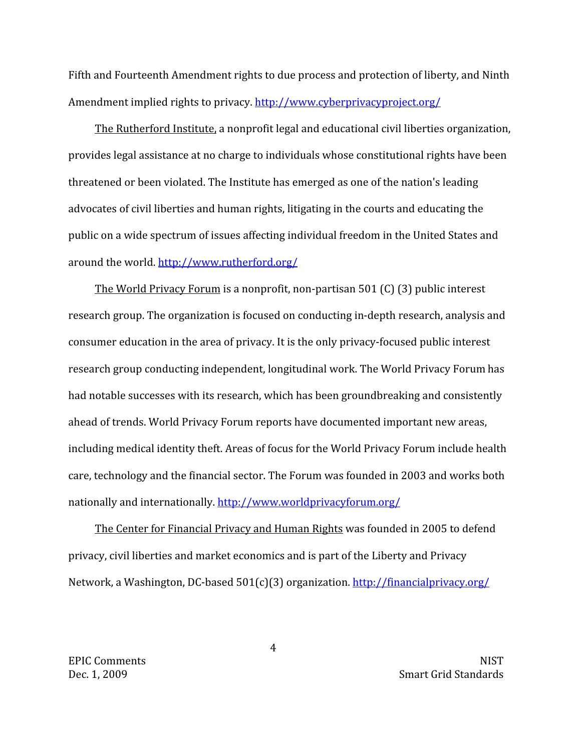Fifth and Fourteenth Amendment rights to due process and protection of liberty, and Ninth Amendment implied rights to privacy. http://www.cyberprivacyproject.org/

The Rutherford Institute, a nonprofit legal and educational civil liberties organization, provides legal assistance at no charge to individuals whose constitutional rights have been threatened or been violated. The Institute has emerged as one of the nation's leading advocates of civil liberties and human rights, litigating in the courts and educating the public on a wide spectrum of issues affecting individual freedom in the United States and around the world. http://www.rutherford.org/

The World Privacy Forum is a nonprofit, non-partisan 501 (C) (3) public interest research group. The organization is focused on conducting in-depth research, analysis and consumer education in the area of privacy. It is the only privacy-focused public interest research group conducting independent, longitudinal work. The World Privacy Forum has had notable successes with its research, which has been groundbreaking and consistently ahead of trends. World Privacy Forum reports have documented important new areas, including medical identity theft. Areas of focus for the World Privacy Forum include health care, technology and the financial sector. The Forum was founded in 2003 and works both nationally and internationally. http://www.worldprivacyforum.org/

The Center for Financial Privacy and Human Rights was founded in 2005 to defend privacy, civil liberties and market economics and is part of the Liberty and Privacy Network, a Washington, DC-based 501(c)(3) organization. http://financialprivacy.org/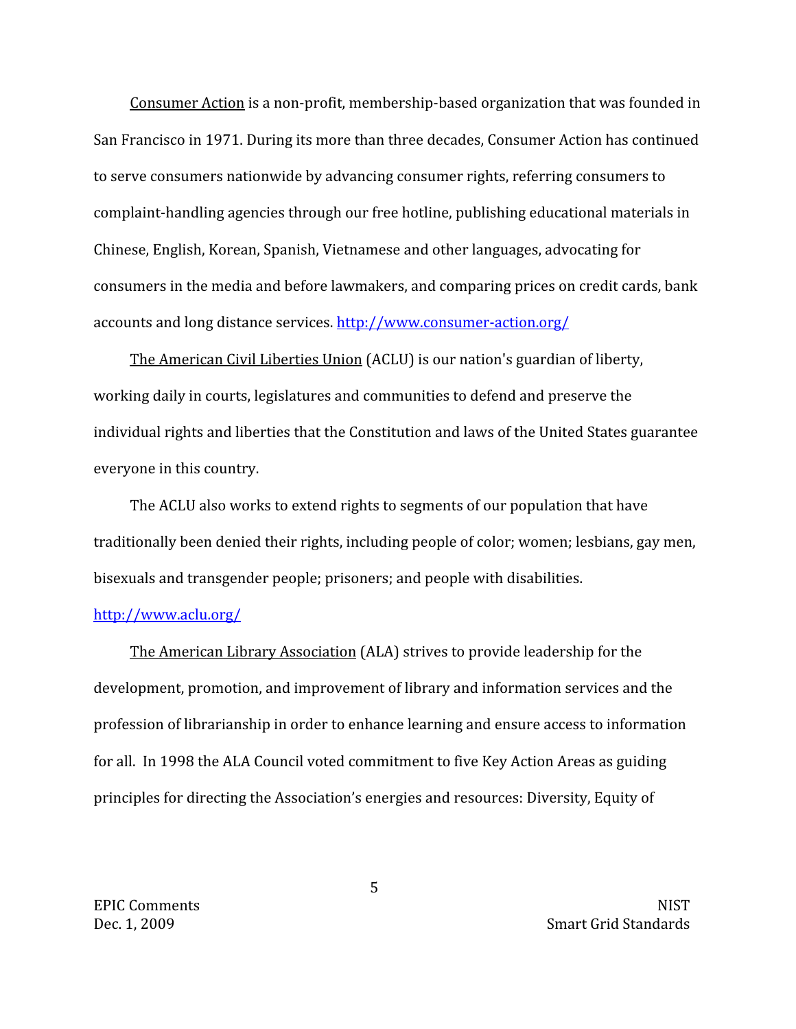Consumer Action is a non-profit, membership-based organization that was founded in San Francisco in 1971. During its more than three decades, Consumer Action has continued to serve consumers nationwide by advancing consumer rights, referring consumers to complaint-handling agencies through our free hotline, publishing educational materials in Chinese, English, Korean, Spanish, Vietnamese and other languages, advocating for consumers in the media and before lawmakers, and comparing prices on credit cards, bank accounts and long distance services. http://www.consumer-action.org/

The American Civil Liberties Union (ACLU) is our nation's guardian of liberty, working daily in courts, legislatures and communities to defend and preserve the individual rights and liberties that the Constitution and laws of the United States guarantee everyone in this country.

The ACLU also works to extend rights to segments of our population that have traditionally been denied their rights, including people of color; women; lesbians, gay men, bisexuals and transgender people; prisoners; and people with disabilities. http://www.aclu.org/

The American Library Association (ALA) strives to provide leadership for the development, promotion, and improvement of library and information services and the profession of librarianship in order to enhance learning and ensure access to information for all. In 1998 the ALA Council voted commitment to five Key Action Areas as guiding principles for directing the Association's energies and resources: Diversity, Equity of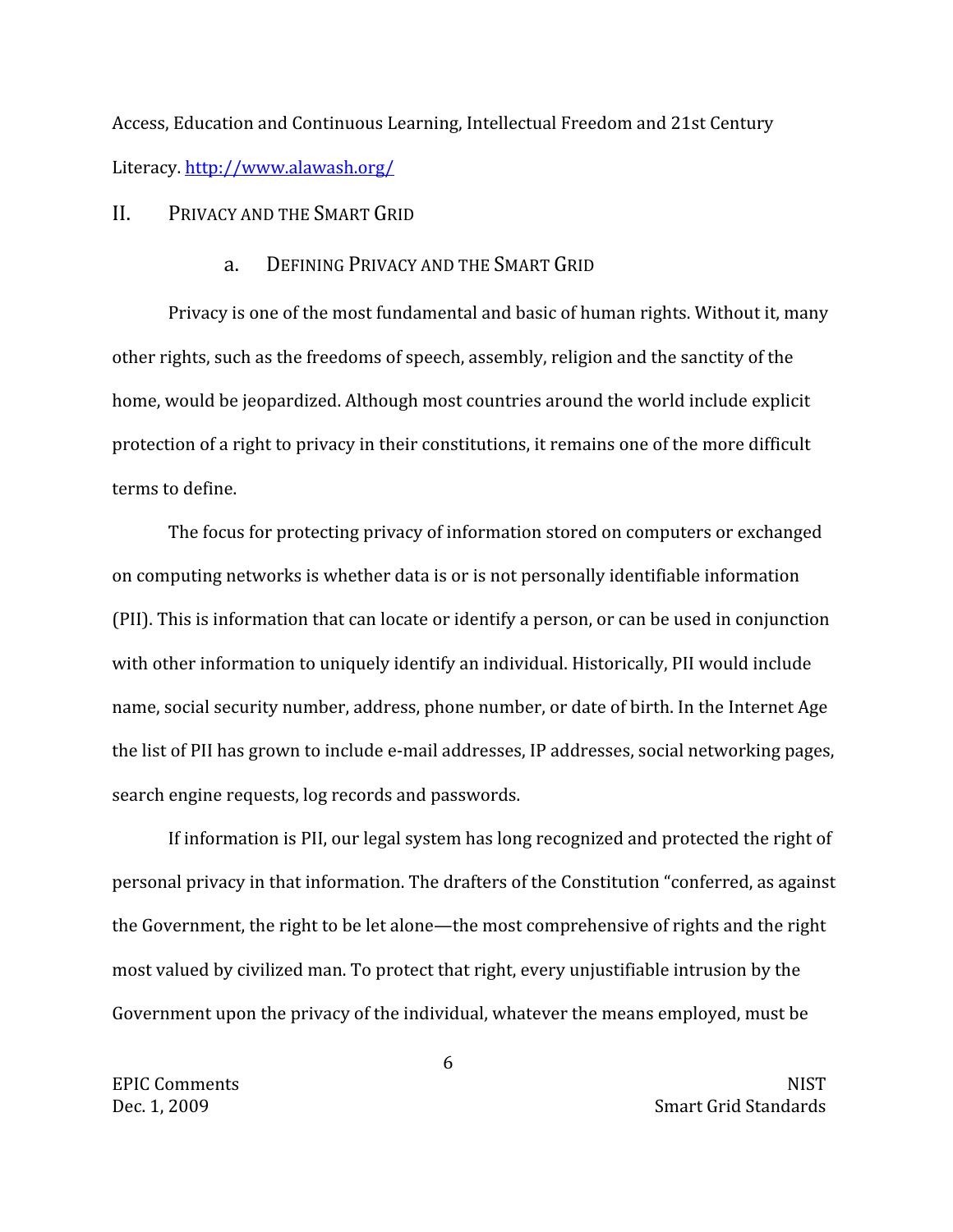Access, Education and Continuous Learning, Intellectual Freedom and 21st Century Literacy. http://www.alawash.org/

## II. PRIVACY AND THE SMART GRID

### a. DEFINING PRIVACY AND THE SMART GRID

Privacy is one of the most fundamental and basic of human rights. Without it, many other rights, such as the freedoms of speech, assembly, religion and the sanctity of the home, would be jeopardized. Although most countries around the world include explicit protection of a right to privacy in their constitutions, it remains one of the more difficult terms to define.

The focus for protecting privacy of information stored on computers or exchanged on computing networks is whether data is or is not personally identifiable information (PII). This is information that can locate or identify a person, or can be used in conjunction with other information to uniquely identify an individual. Historically, PII would include name, social security number, address, phone number, or date of birth. In the Internet Age the list of PII has grown to include e-mail addresses, IP addresses, social networking pages, search engine requests, log records and passwords.

If information is PII, our legal system has long recognized and protected the right of personal privacy in that information. The drafters of the Constitution "conferred, as against the Government, the right to be let alone—the most comprehensive of rights and the right most valued by civilized man. To protect that right, every unjustifiable intrusion by the Government upon the privacy of the individual, whatever the means employed, must be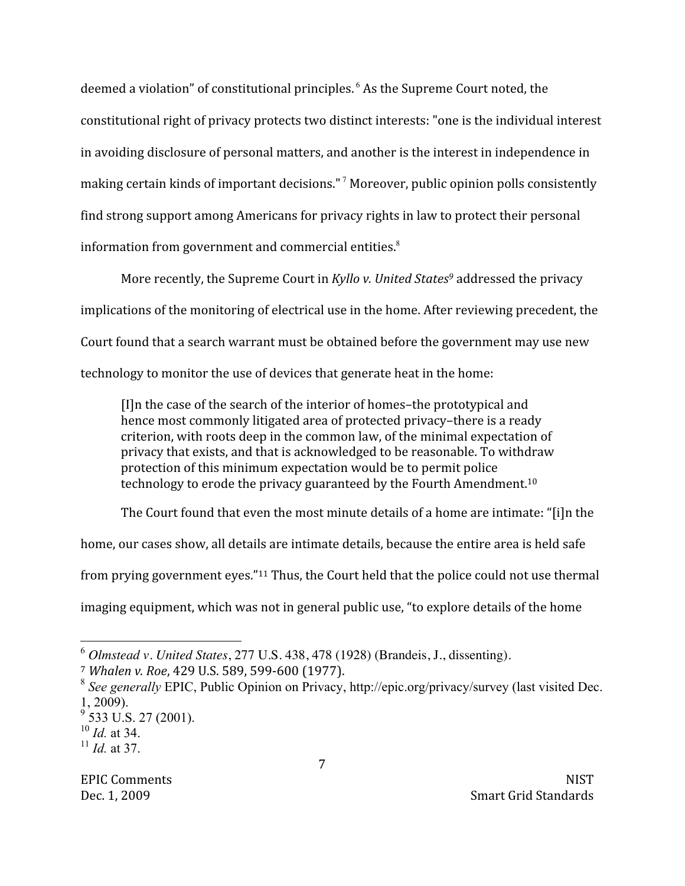deemed a violation" of constitutional principles.[6] As the Supreme Court noted, the constitutional right of privacy protects two distinct interests: "one is the individual interest in avoiding disclosure of personal matters, and another is the interest in independence in making certain kinds of important decisions."[7] Moreover, public opinion polls consistently find strong support among Americans for privacy rights in law to protect their personal information from government and commercial entities.[8]

More recently, the Supreme Court in *Kyllo v. United States*[9] addressed the privacy implications of the monitoring of electrical use in the home. After reviewing precedent, the Court found that a search warrant must be obtained before the government may use new technology to monitor the use of devices that generate heat in the home:

> [I]n the case of the search of the interior of homes–the prototypical and hence most commonly litigated area of protected privacy–there is a ready criterion, with roots deep in the common law, of the minimal expectation of privacy that exists, and that is acknowledged to be reasonable. To withdraw protection of this minimum expectation would be to permit police technology to erode the privacy guaranteed by the Fourth Amendment.[10]

The Court found that even the most minute details of a home are intimate: "[i]n the home, our cases show, all details are intimate details, because the entire area is held safe from prying government eyes."[11] Thus, the Court held that the police could not use thermal imaging equipment, which was not in general public use, "to explore details of the home

---

[6] *Olmstead v. United States*, 277 U.S. 438, 478 (1928) (Brandeis, J., dissenting).

[7] *Whalen v. Roe*, 429 U.S. 589, 599-600 (1977).

[8] *See generally* EPIC, Public Opinion on Privacy, http://epic.org/privacy/survey (last visited Dec. 1, 2009).

[9] 533 U.S. 27 (2001).

[10] *Id.* at 34.

[11] *Id.* at 37.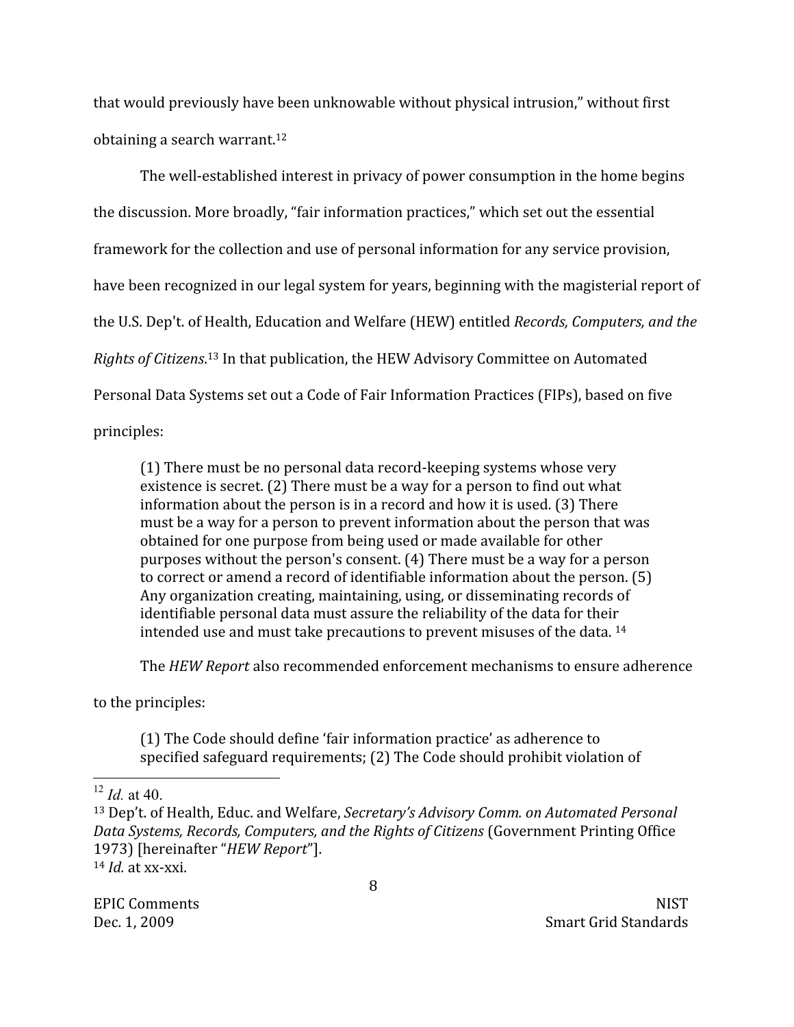that would previously have been unknowable without physical intrusion," without first obtaining a search warrant.[12]

The well-established interest in privacy of power consumption in the home begins the discussion. More broadly, "fair information practices," which set out the essential framework for the collection and use of personal information for any service provision, have been recognized in our legal system for years, beginning with the magisterial report of the U.S. Dep't. of Health, Education and Welfare (HEW) entitled *Records, Computers, and the Rights of Citizens*.[13] In that publication, the HEW Advisory Committee on Automated Personal Data Systems set out a Code of Fair Information Practices (FIPs), based on five principles:

> (1) There must be no personal data record-keeping systems whose very existence is secret. (2) There must be a way for a person to find out what information about the person is in a record and how it is used. (3) There must be a way for a person to prevent information about the person that was obtained for one purpose from being used or made available for other purposes without the person's consent. (4) There must be a way for a person to correct or amend a record of identifiable information about the person. (5) Any organization creating, maintaining, using, or disseminating records of identifiable personal data must assure the reliability of the data for their intended use and must take precautions to prevent misuses of the data. [14]

The *HEW Report* also recommended enforcement mechanisms to ensure adherence to the principles:

> (1) The Code should define 'fair information practice' as adherence to specified safeguard requirements; (2) The Code should prohibit violation of

---

[12] *Id.* at 40.

[13] Dep't. of Health, Educ. and Welfare, *Secretary's Advisory Comm. on Automated Personal Data Systems, Records, Computers, and the Rights of Citizens* (Government Printing Office 1973) [hereinafter "*HEW Report*"].

[14] *Id.* at xx-xxi.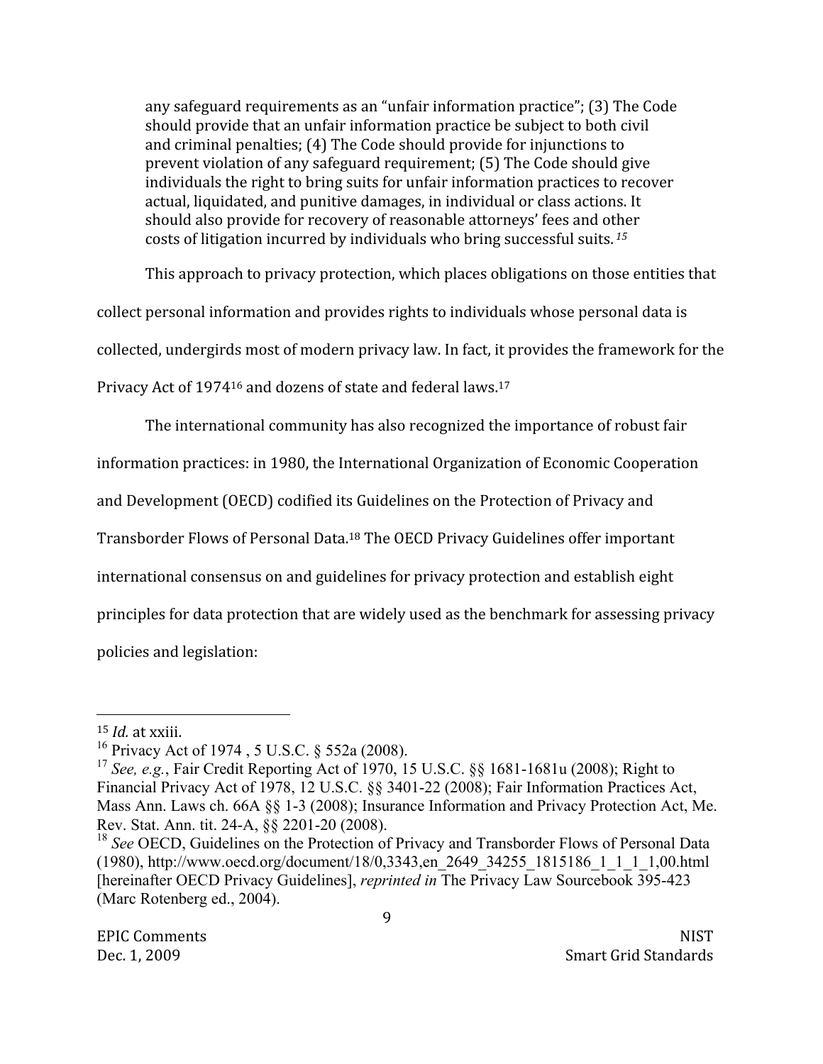> any safeguard requirements as an "unfair information practice"; (3) The Code should provide that an unfair information practice be subject to both civil and criminal penalties; (4) The Code should provide for injunctions to prevent violation of any safeguard requirement; (5) The Code should give individuals the right to bring suits for unfair information practices to recover actual, liquidated, and punitive damages, in individual or class actions. It should also provide for recovery of reasonable attorneys' fees and other costs of litigation incurred by individuals who bring successful suits.[15]

This approach to privacy protection, which places obligations on those entities that collect personal information and provides rights to individuals whose personal data is collected, undergirds most of modern privacy law. In fact, it provides the framework for the Privacy Act of 1974[16] and dozens of state and federal laws.[17]

The international community has also recognized the importance of robust fair information practices: in 1980, the International Organization of Economic Cooperation and Development (OECD) codified its Guidelines on the Protection of Privacy and Transborder Flows of Personal Data.[18] The OECD Privacy Guidelines offer important international consensus on and guidelines for privacy protection and establish eight principles for data protection that are widely used as the benchmark for assessing privacy policies and legislation:

---

[15] *Id.* at xxiii.

[16] Privacy Act of 1974 , 5 U.S.C. § 552a (2008).

[17] *See, e.g.*, Fair Credit Reporting Act of 1970, 15 U.S.C. §§ 1681-1681u (2008); Right to Financial Privacy Act of 1978, 12 U.S.C. §§ 3401-22 (2008); Fair Information Practices Act, Mass Ann. Laws ch. 66A §§ 1-3 (2008); Insurance Information and Privacy Protection Act, Me. Rev. Stat. Ann. tit. 24-A, §§ 2201-20 (2008).

[18] *See* OECD, Guidelines on the Protection of Privacy and Transborder Flows of Personal Data (1980), http://www.oecd.org/document/18/0,3343,en_2649_34255_1815186_1_1_1_1,00.html [hereinafter OECD Privacy Guidelines], *reprinted in* The Privacy Law Sourcebook 395-423 (Marc Rotenberg ed., 2004).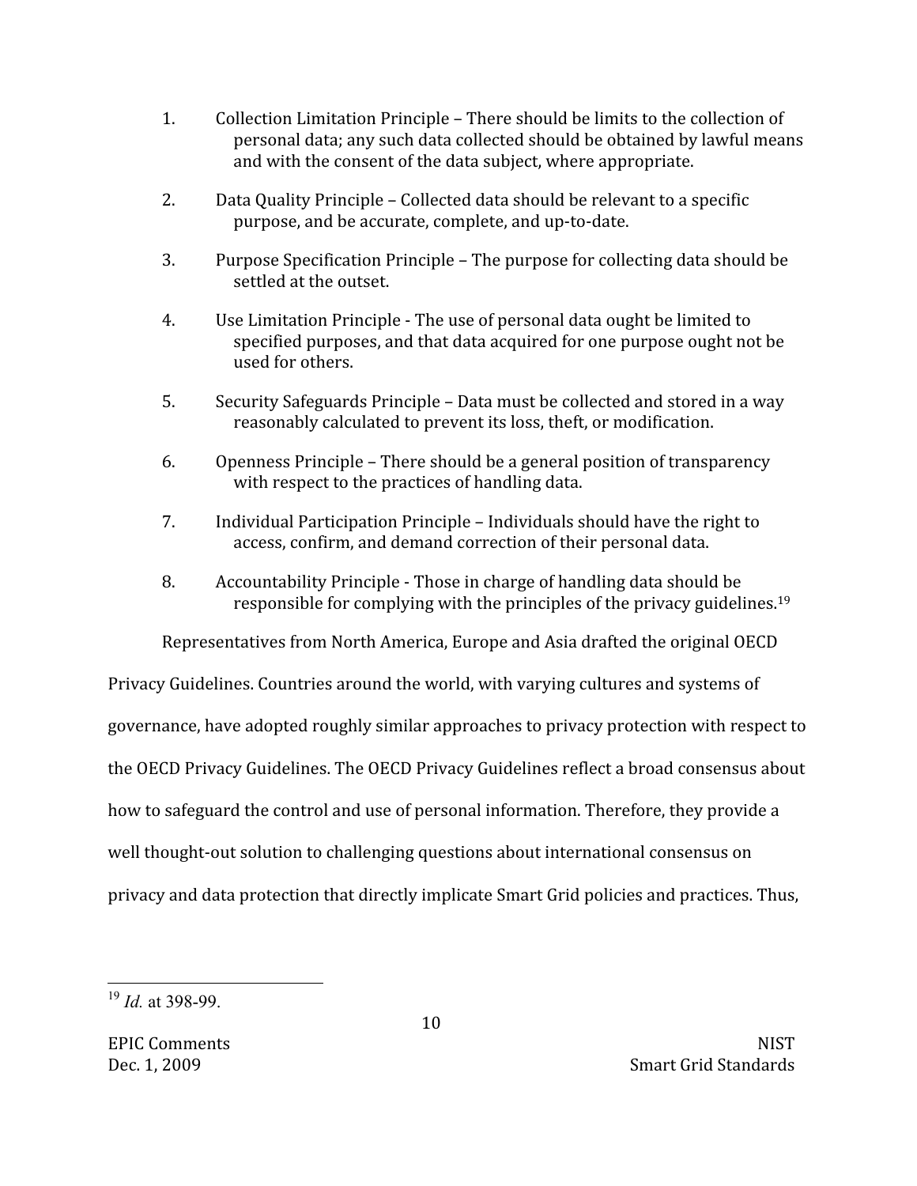1. Collection Limitation Principle – There should be limits to the collection of personal data; any such data collected should be obtained by lawful means and with the consent of the data subject, where appropriate.

2. Data Quality Principle – Collected data should be relevant to a specific purpose, and be accurate, complete, and up-to-date.

3. Purpose Specification Principle – The purpose for collecting data should be settled at the outset.

4. Use Limitation Principle - The use of personal data ought be limited to specified purposes, and that data acquired for one purpose ought not be used for others.

5. Security Safeguards Principle – Data must be collected and stored in a way reasonably calculated to prevent its loss, theft, or modification.

6. Openness Principle – There should be a general position of transparency with respect to the practices of handling data.

7. Individual Participation Principle – Individuals should have the right to access, confirm, and demand correction of their personal data.

8. Accountability Principle - Those in charge of handling data should be responsible for complying with the principles of the privacy guidelines.[19]

Representatives from North America, Europe and Asia drafted the original OECD Privacy Guidelines. Countries around the world, with varying cultures and systems of governance, have adopted roughly similar approaches to privacy protection with respect to the OECD Privacy Guidelines. The OECD Privacy Guidelines reflect a broad consensus about how to safeguard the control and use of personal information. Therefore, they provide a well thought-out solution to challenging questions about international consensus on privacy and data protection that directly implicate Smart Grid policies and practices. Thus,

---

[19] *Id.* at 398-99.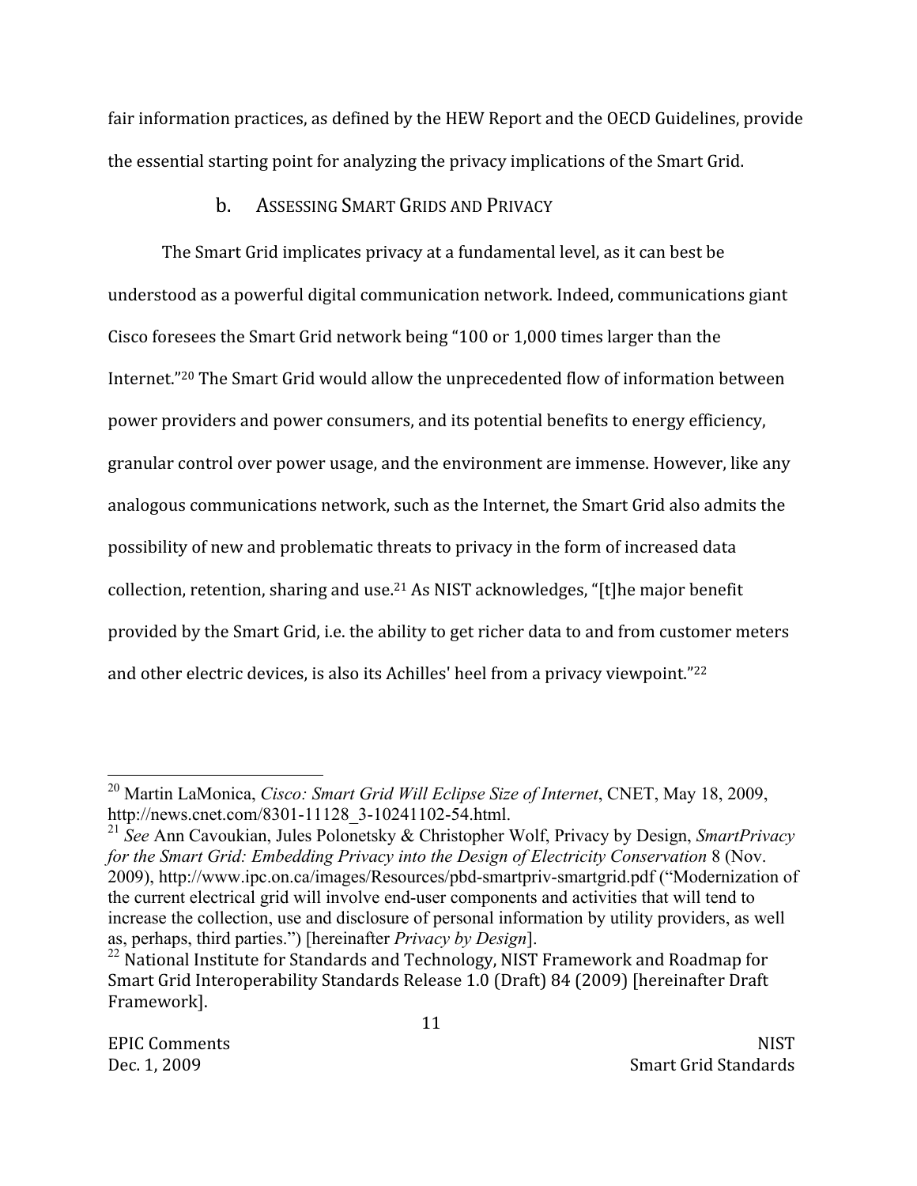fair information practices, as defined by the HEW Report and the OECD Guidelines, provide the essential starting point for analyzing the privacy implications of the Smart Grid.

### b. Assessing Smart Grids and Privacy

The Smart Grid implicates privacy at a fundamental level, as it can best be understood as a powerful digital communication network. Indeed, communications giant Cisco foresees the Smart Grid network being "100 or 1,000 times larger than the Internet."[20] The Smart Grid would allow the unprecedented flow of information between power providers and power consumers, and its potential benefits to energy efficiency, granular control over power usage, and the environment are immense. However, like any analogous communications network, such as the Internet, the Smart Grid also admits the possibility of new and problematic threats to privacy in the form of increased data collection, retention, sharing and use.[21] As NIST acknowledges, "[t]he major benefit provided by the Smart Grid, i.e. the ability to get richer data to and from customer meters and other electric devices, is also its Achilles' heel from a privacy viewpoint."[22]

---

[20] Martin LaMonica, *Cisco: Smart Grid Will Eclipse Size of Internet*, CNET, May 18, 2009, http://news.cnet.com/8301-11128_3-10241102-54.html.

[21] *See* Ann Cavoukian, Jules Polonetsky & Christopher Wolf, Privacy by Design, *SmartPrivacy for the Smart Grid: Embedding Privacy into the Design of Electricity Conservation* 8 (Nov. 2009), http://www.ipc.on.ca/images/Resources/pbd-smartpriv-smartgrid.pdf ("Modernization of the current electrical grid will involve end-user components and activities that will tend to increase the collection, use and disclosure of personal information by utility providers, as well as, perhaps, third parties.") [hereinafter *Privacy by Design*].

[22] National Institute for Standards and Technology, NIST Framework and Roadmap for Smart Grid Interoperability Standards Release 1.0 (Draft) 84 (2009) [hereinafter Draft Framework].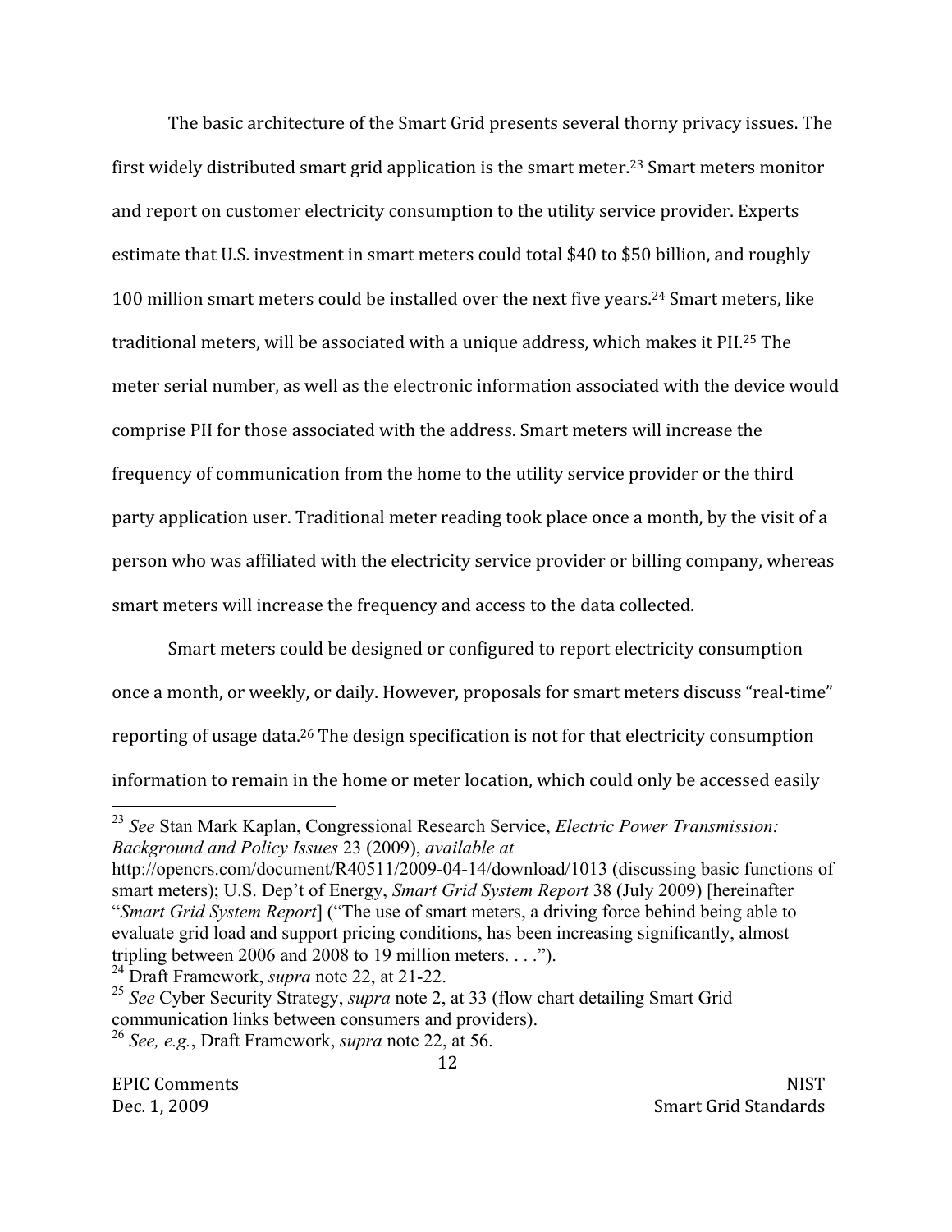The basic architecture of the Smart Grid presents several thorny privacy issues. The first widely distributed smart grid application is the smart meter.[23] Smart meters monitor and report on customer electricity consumption to the utility service provider. Experts estimate that U.S. investment in smart meters could total $40 to $50 billion, and roughly 100 million smart meters could be installed over the next five years.[24] Smart meters, like traditional meters, will be associated with a unique address, which makes it PII.[25] The meter serial number, as well as the electronic information associated with the device would comprise PII for those associated with the address. Smart meters will increase the frequency of communication from the home to the utility service provider or the third party application user. Traditional meter reading took place once a month, by the visit of a person who was affiliated with the electricity service provider or billing company, whereas smart meters will increase the frequency and access to the data collected.

Smart meters could be designed or configured to report electricity consumption once a month, or weekly, or daily. However, proposals for smart meters discuss "real-time" reporting of usage data.[26] The design specification is not for that electricity consumption information to remain in the home or meter location, which could only be accessed easily

---

[23] *See* Stan Mark Kaplan, Congressional Research Service, *Electric Power Transmission: Background and Policy Issues* 23 (2009), *available at* http://opencrs.com/document/R40511/2009-04-14/download/1013 (discussing basic functions of smart meters); U.S. Dep't of Energy, *Smart Grid System Report* 38 (July 2009) [hereinafter "*Smart Grid System Report*] ("The use of smart meters, a driving force behind being able to evaluate grid load and support pricing conditions, has been increasing significantly, almost tripling between 2006 and 2008 to 19 million meters. . . .").

[24] Draft Framework, *supra* note 22, at 21-22.

[25] *See* Cyber Security Strategy, *supra* note 2, at 33 (flow chart detailing Smart Grid communication links between consumers and providers).

[26] *See, e.g.*, Draft Framework, *supra* note 22, at 56.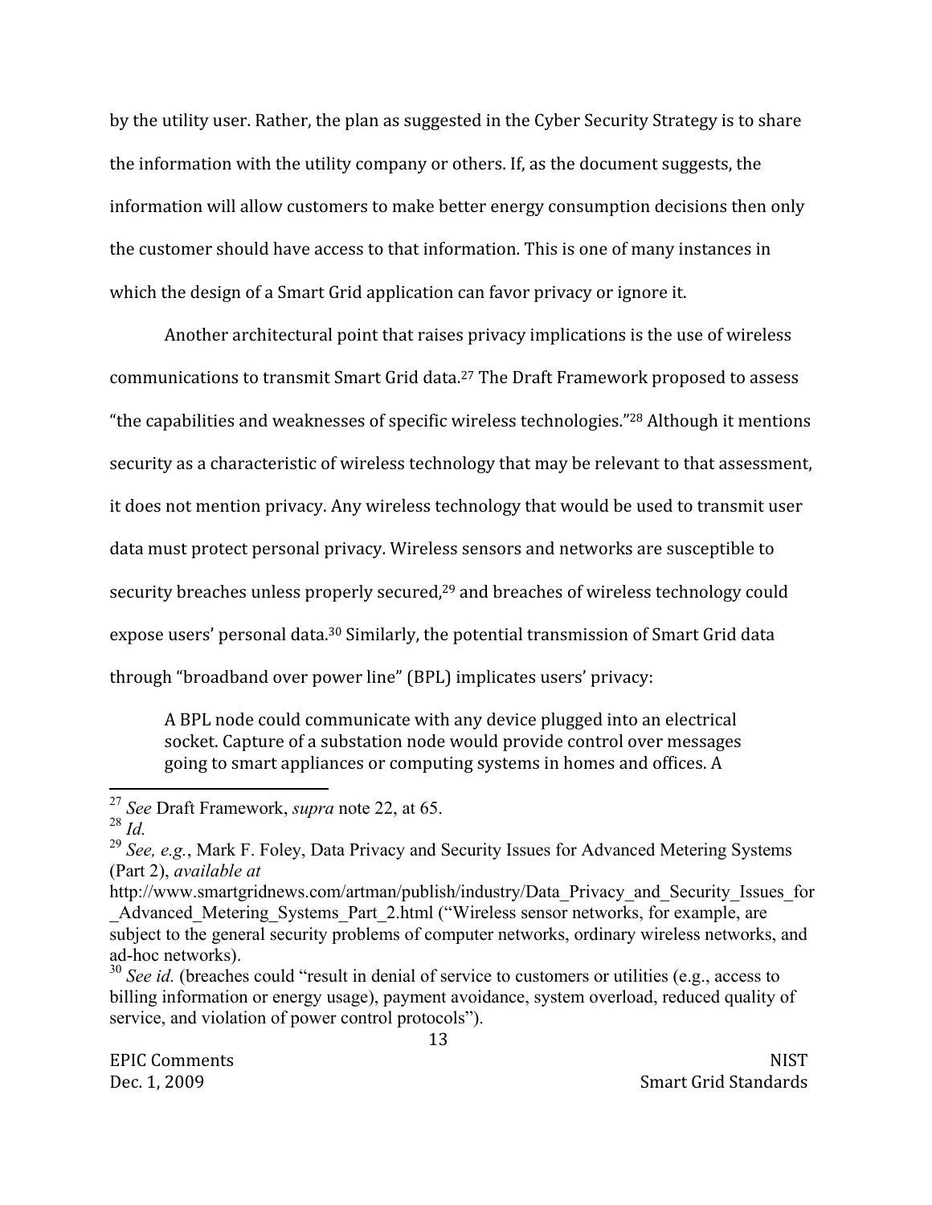by the utility user. Rather, the plan as suggested in the Cyber Security Strategy is to share the information with the utility company or others. If, as the document suggests, the information will allow customers to make better energy consumption decisions then only the customer should have access to that information. This is one of many instances in which the design of a Smart Grid application can favor privacy or ignore it.

Another architectural point that raises privacy implications is the use of wireless communications to transmit Smart Grid data.[27] The Draft Framework proposed to assess "the capabilities and weaknesses of specific wireless technologies."[28] Although it mentions security as a characteristic of wireless technology that may be relevant to that assessment, it does not mention privacy. Any wireless technology that would be used to transmit user data must protect personal privacy. Wireless sensors and networks are susceptible to security breaches unless properly secured,[29] and breaches of wireless technology could expose users' personal data.[30] Similarly, the potential transmission of Smart Grid data through "broadband over power line" (BPL) implicates users' privacy:

> A BPL node could communicate with any device plugged into an electrical socket. Capture of a substation node would provide control over messages going to smart appliances or computing systems in homes and offices. A

---

[27] *See* Draft Framework, *supra* note 22, at 65.

[28] *Id.*

[29] *See, e.g.*, Mark F. Foley, Data Privacy and Security Issues for Advanced Metering Systems (Part 2), *available at* http://www.smartgridnews.com/artman/publish/industry/Data_Privacy_and_Security_Issues_for_Advanced_Metering_Systems_Part_2.html ("Wireless sensor networks, for example, are subject to the general security problems of computer networks, ordinary wireless networks, and ad-hoc networks).

[30] *See id.* (breaches could "result in denial of service to customers or utilities (e.g., access to billing information or energy usage), payment avoidance, system overload, reduced quality of service, and violation of power control protocols").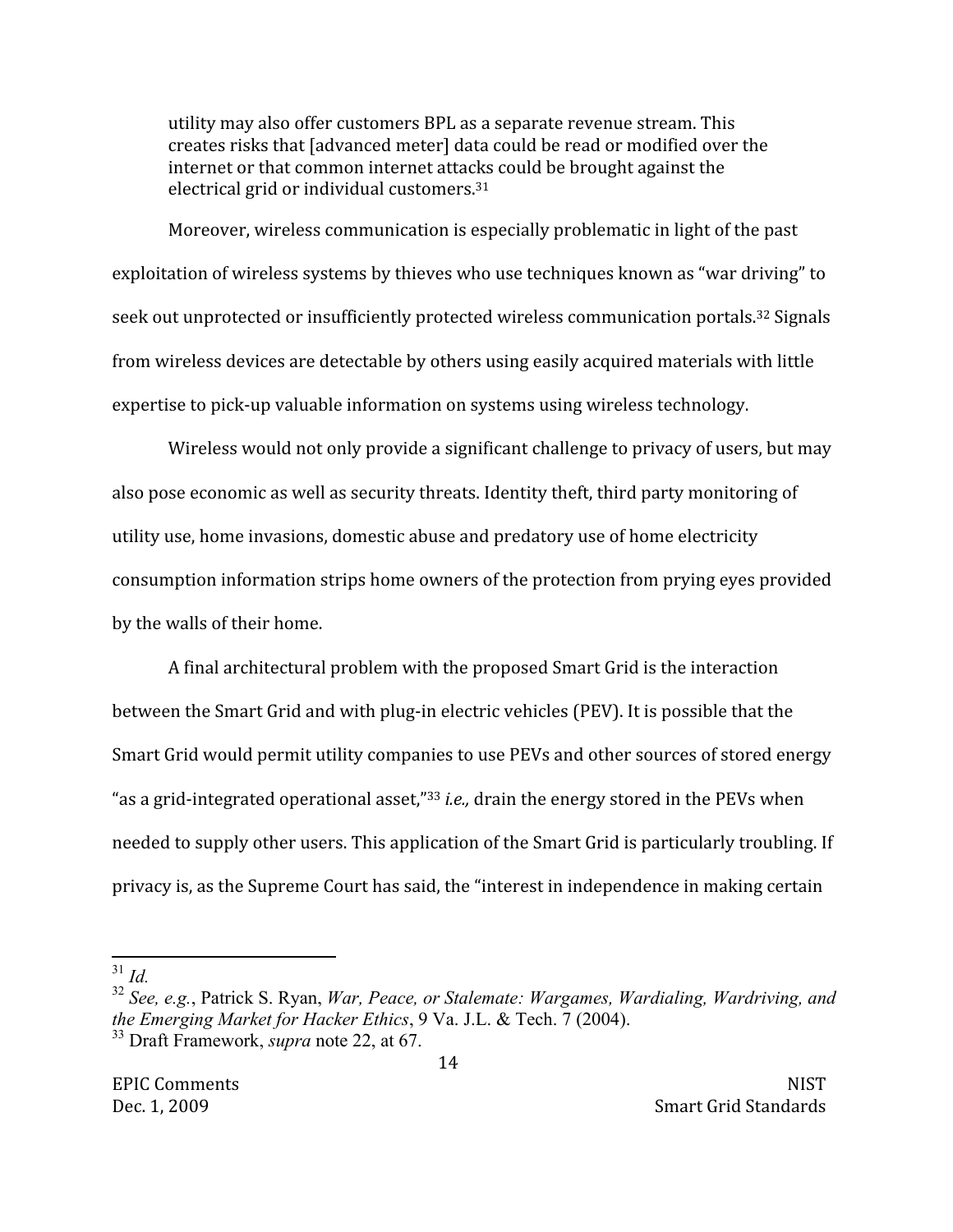> utility may also offer customers BPL as a separate revenue stream. This creates risks that [advanced meter] data could be read or modified over the internet or that common internet attacks could be brought against the electrical grid or individual customers.[31]

Moreover, wireless communication is especially problematic in light of the past exploitation of wireless systems by thieves who use techniques known as "war driving" to seek out unprotected or insufficiently protected wireless communication portals.[32] Signals from wireless devices are detectable by others using easily acquired materials with little expertise to pick-up valuable information on systems using wireless technology.

Wireless would not only provide a significant challenge to privacy of users, but may also pose economic as well as security threats. Identity theft, third party monitoring of utility use, home invasions, domestic abuse and predatory use of home electricity consumption information strips home owners of the protection from prying eyes provided by the walls of their home.

A final architectural problem with the proposed Smart Grid is the interaction between the Smart Grid and with plug-in electric vehicles (PEV). It is possible that the Smart Grid would permit utility companies to use PEVs and other sources of stored energy "as a grid-integrated operational asset,"[33] *i.e.,* drain the energy stored in the PEVs when needed to supply other users. This application of the Smart Grid is particularly troubling. If privacy is, as the Supreme Court has said, the "interest in independence in making certain

---

[31] *Id.*

[32] *See, e.g.*, Patrick S. Ryan, *War, Peace, or Stalemate: Wargames, Wardialing, Wardriving, and the Emerging Market for Hacker Ethics*, 9 Va. J.L. & Tech. 7 (2004).

[33] Draft Framework, *supra* note 22, at 67.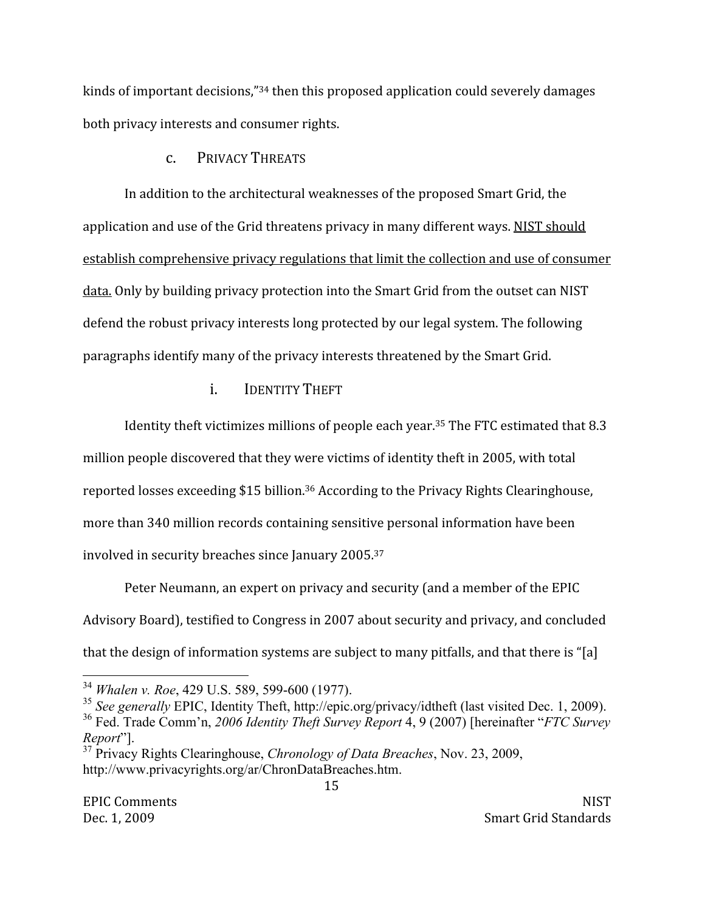kinds of important decisions,”[34] then this proposed application could severely damages both privacy interests and consumer rights.

### c. Privacy Threats

In addition to the architectural weaknesses of the proposed Smart Grid, the application and use of the Grid threatens privacy in many different ways. <u>NIST should establish comprehensive privacy regulations that limit the collection and use of consumer data.</u> Only by building privacy protection into the Smart Grid from the outset can NIST defend the robust privacy interests long protected by our legal system. The following paragraphs identify many of the privacy interests threatened by the Smart Grid.

#### i. Identity Theft

Identity theft victimizes millions of people each year.[35] The FTC estimated that 8.3 million people discovered that they were victims of identity theft in 2005, with total reported losses exceeding $15 billion.[36] According to the Privacy Rights Clearinghouse, more than 340 million records containing sensitive personal information have been involved in security breaches since January 2005.[37]

Peter Neumann, an expert on privacy and security (and a member of the EPIC Advisory Board), testified to Congress in 2007 about security and privacy, and concluded that the design of information systems are subject to many pitfalls, and that there is “[a]

---

[34] *Whalen v. Roe*, 429 U.S. 589, 599-600 (1977).

[35] *See generally* EPIC, Identity Theft, http://epic.org/privacy/idtheft (last visited Dec. 1, 2009).

[36] Fed. Trade Comm’n, *2006 Identity Theft Survey Report* 4, 9 (2007) [hereinafter “*FTC Survey Report*”].

[37] Privacy Rights Clearinghouse, *Chronology of Data Breaches*, Nov. 23, 2009, http://www.privacyrights.org/ar/ChronDataBreaches.htm.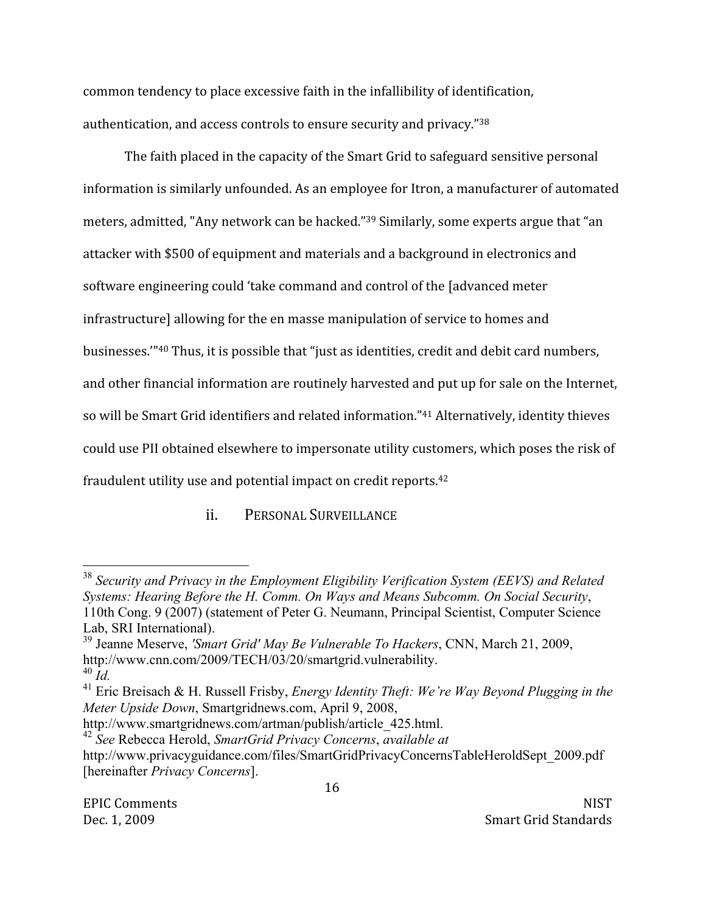common tendency to place excessive faith in the infallibility of identification, authentication, and access controls to ensure security and privacy."[38]

The faith placed in the capacity of the Smart Grid to safeguard sensitive personal information is similarly unfounded. As an employee for Itron, a manufacturer of automated meters, admitted, "Any network can be hacked."[39] Similarly, some experts argue that "an attacker with $500 of equipment and materials and a background in electronics and software engineering could 'take command and control of the [advanced meter infrastructure] allowing for the en masse manipulation of service to homes and businesses.'"[40] Thus, it is possible that "just as identities, credit and debit card numbers, and other financial information are routinely harvested and put up for sale on the Internet, so will be Smart Grid identifiers and related information."[41] Alternatively, identity thieves could use PII obtained elsewhere to impersonate utility customers, which poses the risk of fraudulent utility use and potential impact on credit reports.[42]

### ii. PERSONAL SURVEILLANCE

---

[38] *Security and Privacy in the Employment Eligibility Verification System (EEVS) and Related Systems: Hearing Before the H. Comm. On Ways and Means Subcomm. On Social Security*, 110th Cong. 9 (2007) (statement of Peter G. Neumann, Principal Scientist, Computer Science Lab, SRI International).

[39] Jeanne Meserve, *'Smart Grid' May Be Vulnerable To Hackers*, CNN, March 21, 2009, http://www.cnn.com/2009/TECH/03/20/smartgrid.vulnerability.

[40] *Id.*

[41] Eric Breisach & H. Russell Frisby, *Energy Identity Theft: We're Way Beyond Plugging in the Meter Upside Down*, Smartgridnews.com, April 9, 2008, http://www.smartgridnews.com/artman/publish/article_425.html.

[42] *See* Rebecca Herold, *SmartGrid Privacy Concerns*, *available at* http://www.privacyguidance.com/files/SmartGridPrivacyConcernsTableHeroldSept_2009.pdf [hereinafter *Privacy Concerns*].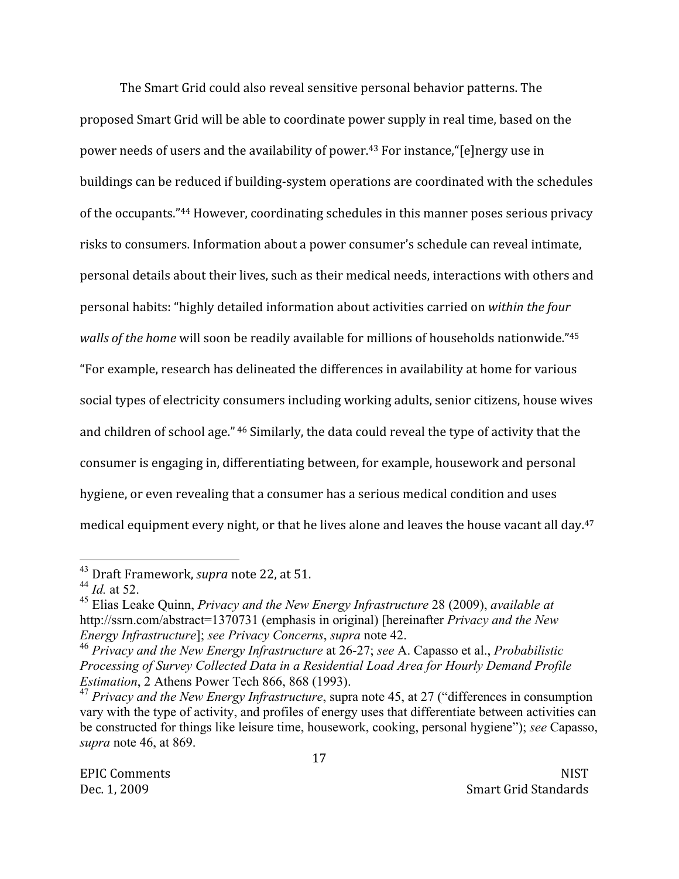The Smart Grid could also reveal sensitive personal behavior patterns. The proposed Smart Grid will be able to coordinate power supply in real time, based on the power needs of users and the availability of power.[43] For instance,"[e]nergy use in buildings can be reduced if building-system operations are coordinated with the schedules of the occupants."[44] However, coordinating schedules in this manner poses serious privacy risks to consumers. Information about a power consumer's schedule can reveal intimate, personal details about their lives, such as their medical needs, interactions with others and personal habits: "highly detailed information about activities carried on *within the four walls of the home* will soon be readily available for millions of households nationwide."[45] "For example, research has delineated the differences in availability at home for various social types of electricity consumers including working adults, senior citizens, house wives and children of school age." [46] Similarly, the data could reveal the type of activity that the consumer is engaging in, differentiating between, for example, housework and personal hygiene, or even revealing that a consumer has a serious medical condition and uses medical equipment every night, or that he lives alone and leaves the house vacant all day.[47]

---

[43] Draft Framework, *supra* note 22, at 51.

[44] *Id.* at 52.

[45] Elias Leake Quinn, *Privacy and the New Energy Infrastructure* 28 (2009), *available at* http://ssrn.com/abstract=1370731 (emphasis in original) [hereinafter *Privacy and the New Energy Infrastructure*]; *see Privacy Concerns*, *supra* note 42.

[46] *Privacy and the New Energy Infrastructure* at 26-27; *see* A. Capasso et al., *Probabilistic Processing of Survey Collected Data in a Residential Load Area for Hourly Demand Profile Estimation*, 2 Athens Power Tech 866, 868 (1993).

[47] *Privacy and the New Energy Infrastructure*, supra note 45, at 27 ("differences in consumption vary with the type of activity, and profiles of energy uses that differentiate between activities can be constructed for things like leisure time, housework, cooking, personal hygiene"); *see* Capasso, *supra* note 46, at 869.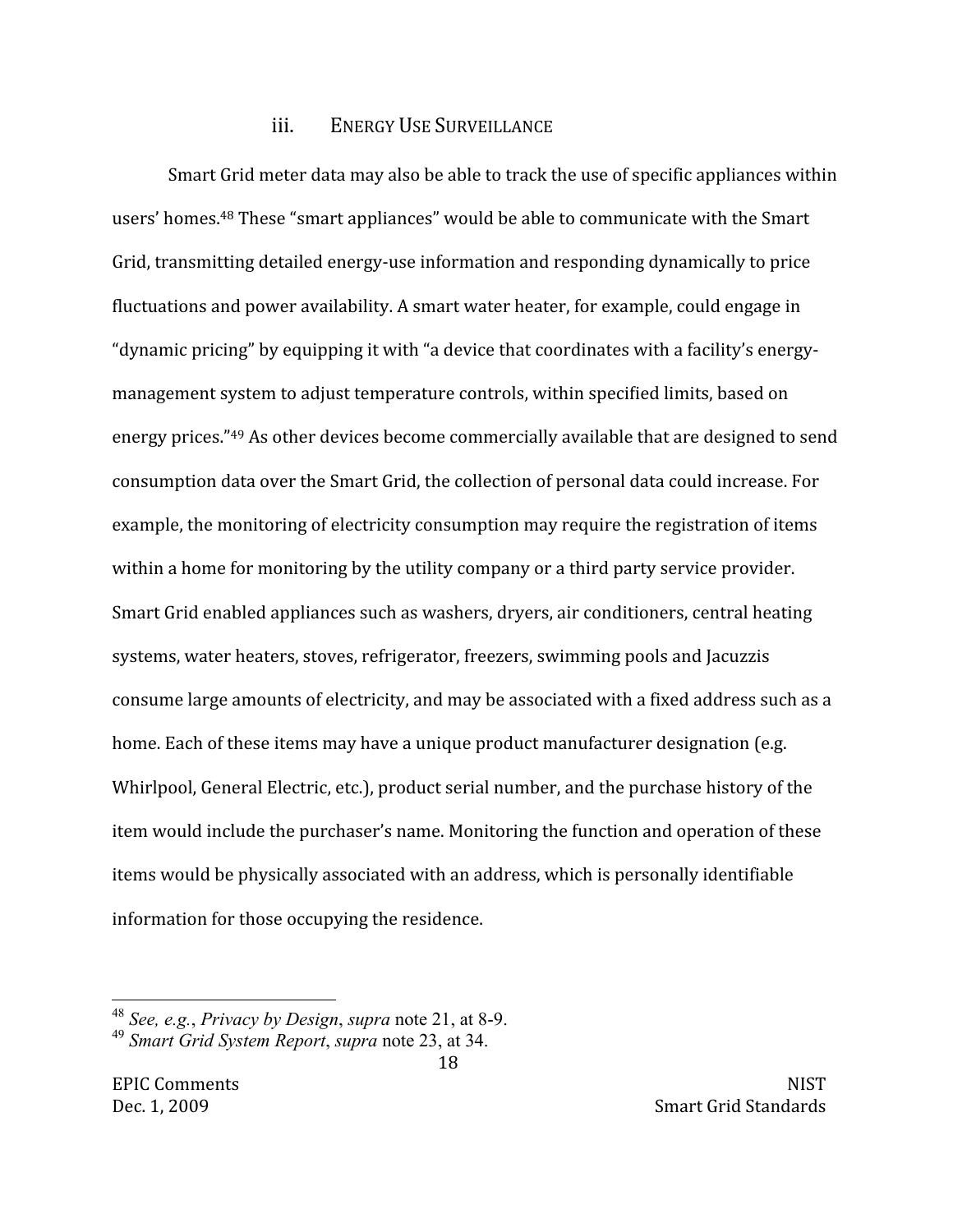### iii. ENERGY USE SURVEILLANCE

Smart Grid meter data may also be able to track the use of specific appliances within users' homes.[48] These "smart appliances" would be able to communicate with the Smart Grid, transmitting detailed energy-use information and responding dynamically to price fluctuations and power availability. A smart water heater, for example, could engage in "dynamic pricing" by equipping it with "a device that coordinates with a facility's energy-management system to adjust temperature controls, within specified limits, based on energy prices."[49] As other devices become commercially available that are designed to send consumption data over the Smart Grid, the collection of personal data could increase. For example, the monitoring of electricity consumption may require the registration of items within a home for monitoring by the utility company or a third party service provider. Smart Grid enabled appliances such as washers, dryers, air conditioners, central heating systems, water heaters, stoves, refrigerator, freezers, swimming pools and Jacuzzis consume large amounts of electricity, and may be associated with a fixed address such as a home. Each of these items may have a unique product manufacturer designation (e.g. Whirlpool, General Electric, etc.), product serial number, and the purchase history of the item would include the purchaser's name. Monitoring the function and operation of these items would be physically associated with an address, which is personally identifiable information for those occupying the residence.

---

[48] *See, e.g.*, *Privacy by Design*, *supra* note 21, at 8-9.
[49] *Smart Grid System Report*, *supra* note 23, at 34.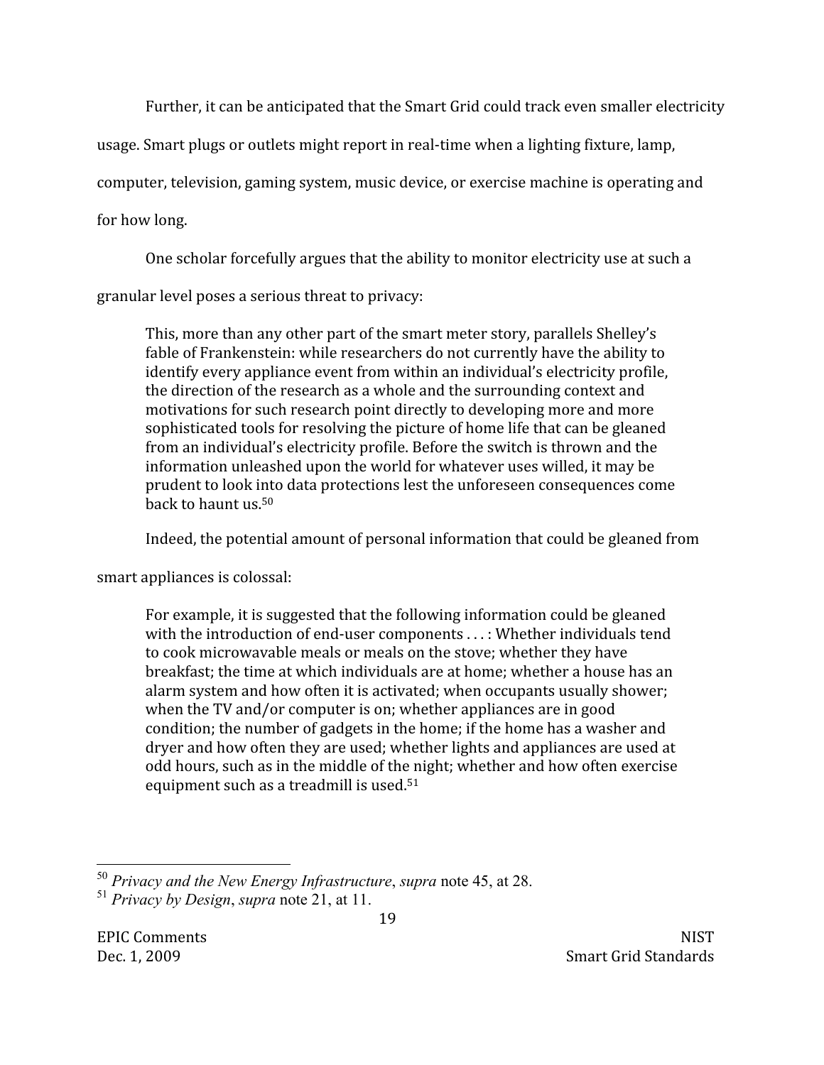Further, it can be anticipated that the Smart Grid could track even smaller electricity usage. Smart plugs or outlets might report in real-time when a lighting fixture, lamp, computer, television, gaming system, music device, or exercise machine is operating and for how long.

One scholar forcefully argues that the ability to monitor electricity use at such a granular level poses a serious threat to privacy:

> This, more than any other part of the smart meter story, parallels Shelley's fable of Frankenstein: while researchers do not currently have the ability to identify every appliance event from within an individual's electricity profile, the direction of the research as a whole and the surrounding context and motivations for such research point directly to developing more and more sophisticated tools for resolving the picture of home life that can be gleaned from an individual's electricity profile. Before the switch is thrown and the information unleashed upon the world for whatever uses willed, it may be prudent to look into data protections lest the unforeseen consequences come back to haunt us.[50]

Indeed, the potential amount of personal information that could be gleaned from smart appliances is colossal:

> For example, it is suggested that the following information could be gleaned with the introduction of end-user components . . . : Whether individuals tend to cook microwavable meals or meals on the stove; whether they have breakfast; the time at which individuals are at home; whether a house has an alarm system and how often it is activated; when occupants usually shower; when the TV and/or computer is on; whether appliances are in good condition; the number of gadgets in the home; if the home has a washer and dryer and how often they are used; whether lights and appliances are used at odd hours, such as in the middle of the night; whether and how often exercise equipment such as a treadmill is used.[51]

---

[50] *Privacy and the New Energy Infrastructure*, *supra* note 45, at 28.

[51] *Privacy by Design*, *supra* note 21, at 11.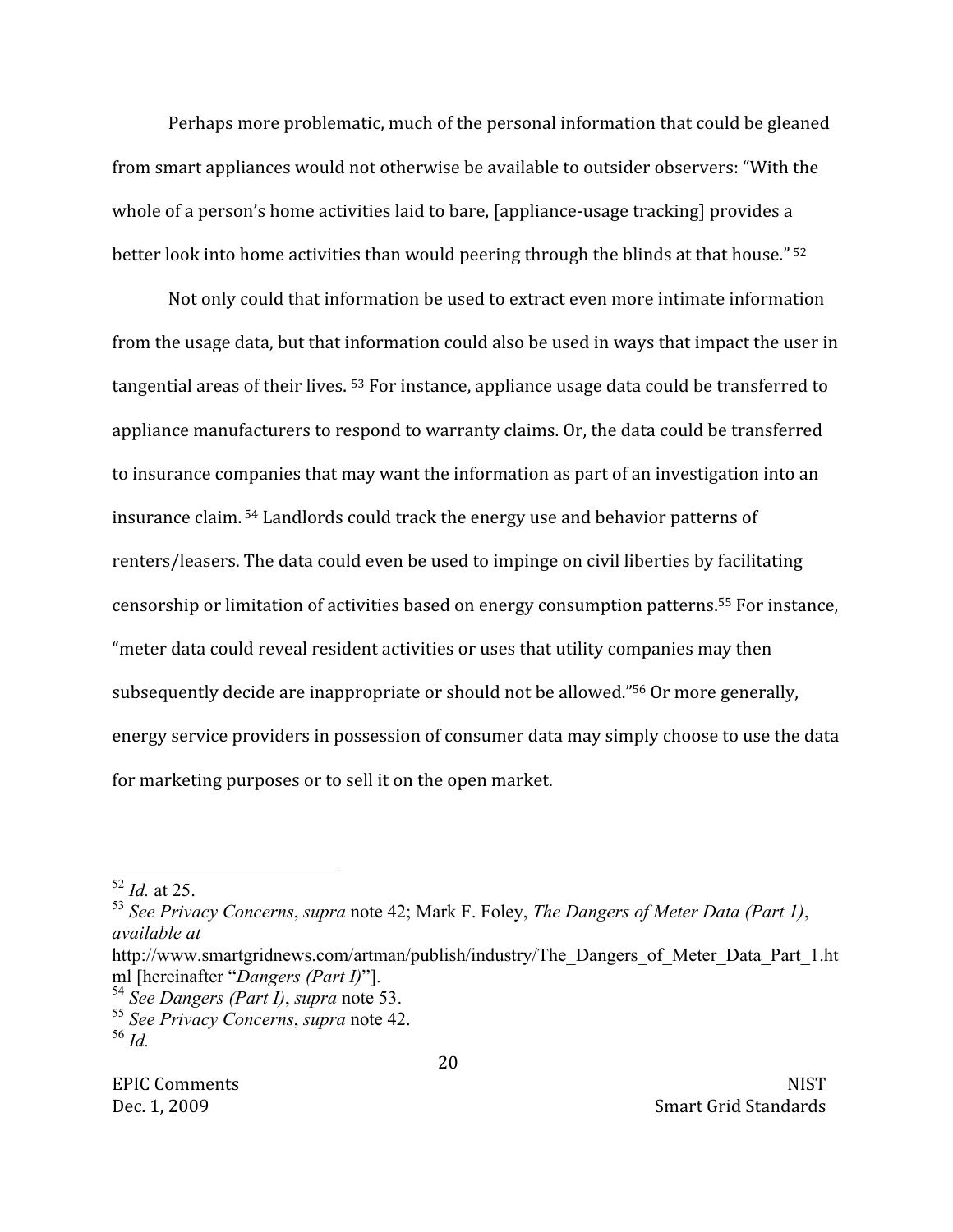Perhaps more problematic, much of the personal information that could be gleaned from smart appliances would not otherwise be available to outsider observers: "With the whole of a person's home activities laid to bare, [appliance-usage tracking] provides a better look into home activities than would peering through the blinds at that house." [52]

Not only could that information be used to extract even more intimate information from the usage data, but that information could also be used in ways that impact the user in tangential areas of their lives. [53] For instance, appliance usage data could be transferred to appliance manufacturers to respond to warranty claims. Or, the data could be transferred to insurance companies that may want the information as part of an investigation into an insurance claim. [54] Landlords could track the energy use and behavior patterns of renters/leasers. The data could even be used to impinge on civil liberties by facilitating censorship or limitation of activities based on energy consumption patterns.[55] For instance, "meter data could reveal resident activities or uses that utility companies may then subsequently decide are inappropriate or should not be allowed."[56] Or more generally, energy service providers in possession of consumer data may simply choose to use the data for marketing purposes or to sell it on the open market.

---

[52] *Id.* at 25.

[53] *See Privacy Concerns*, *supra* note 42; Mark F. Foley, *The Dangers of Meter Data (Part 1)*, *available at* http://www.smartgridnews.com/artman/publish/industry/The_Dangers_of_Meter_Data_Part_1.html [hereinafter "*Dangers (Part I)*"].

[54] *See Dangers (Part I)*, *supra* note 53.

[55] *See Privacy Concerns*, *supra* note 42.

[56] *Id.*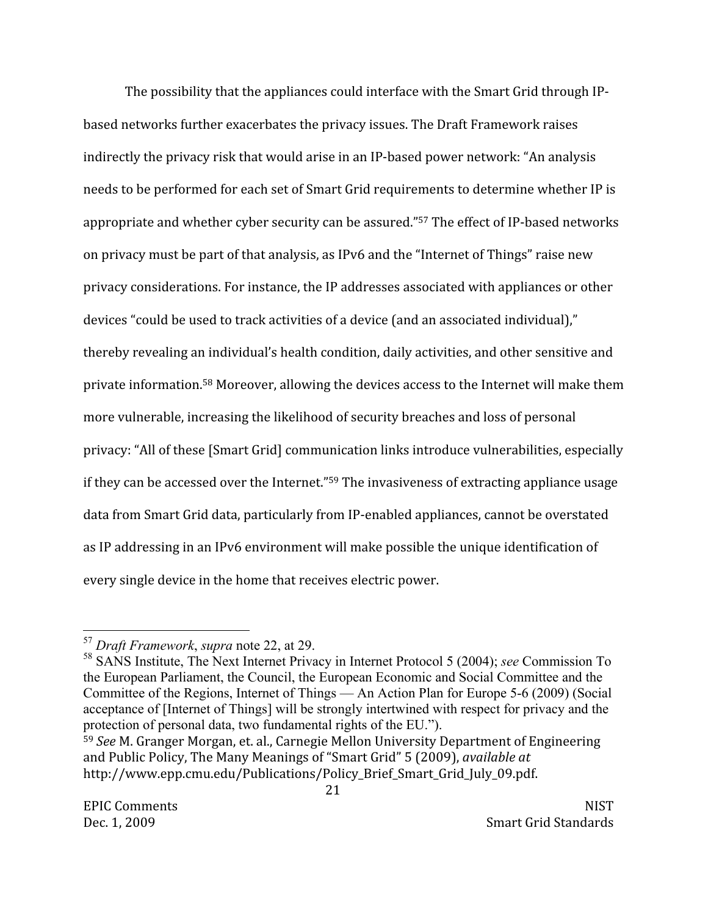The possibility that the appliances could interface with the Smart Grid through IP-based networks further exacerbates the privacy issues. The Draft Framework raises indirectly the privacy risk that would arise in an IP-based power network: "An analysis needs to be performed for each set of Smart Grid requirements to determine whether IP is appropriate and whether cyber security can be assured."[57] The effect of IP-based networks on privacy must be part of that analysis, as IPv6 and the "Internet of Things" raise new privacy considerations. For instance, the IP addresses associated with appliances or other devices "could be used to track activities of a device (and an associated individual)," thereby revealing an individual's health condition, daily activities, and other sensitive and private information.[58] Moreover, allowing the devices access to the Internet will make them more vulnerable, increasing the likelihood of security breaches and loss of personal privacy: "All of these [Smart Grid] communication links introduce vulnerabilities, especially if they can be accessed over the Internet."[59] The invasiveness of extracting appliance usage data from Smart Grid data, particularly from IP-enabled appliances, cannot be overstated as IP addressing in an IPv6 environment will make possible the unique identification of every single device in the home that receives electric power.

---

[57] *Draft Framework*, *supra* note 22, at 29.

[58] SANS Institute, The Next Internet Privacy in Internet Protocol 5 (2004); *see* Commission To the European Parliament, the Council, the European Economic and Social Committee and the Committee of the Regions, Internet of Things — An Action Plan for Europe 5-6 (2009) (Social acceptance of [Internet of Things] will be strongly intertwined with respect for privacy and the protection of personal data, two fundamental rights of the EU.").

[59] *See* M. Granger Morgan, et. al., Carnegie Mellon University Department of Engineering and Public Policy, The Many Meanings of "Smart Grid" 5 (2009), *available at* http://www.epp.cmu.edu/Publications/Policy_Brief_Smart_Grid_July_09.pdf.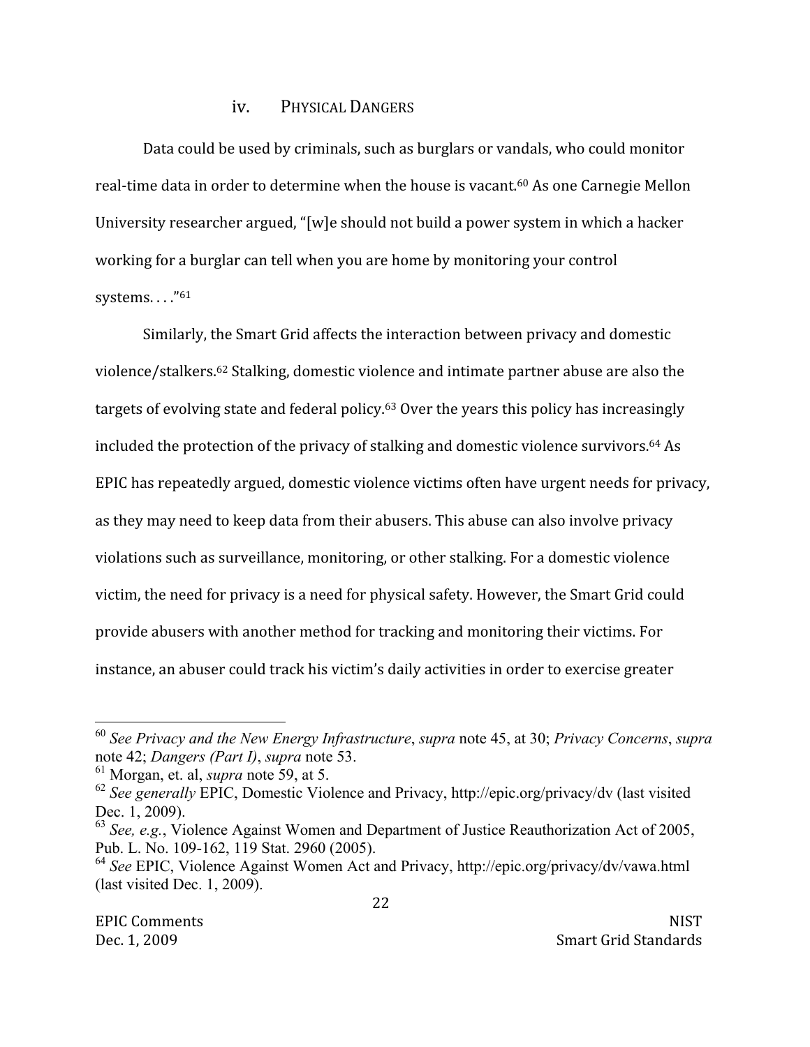#### iv. PHYSICAL DANGERS

Data could be used by criminals, such as burglars or vandals, who could monitor real-time data in order to determine when the house is vacant.[60] As one Carnegie Mellon University researcher argued, "[w]e should not build a power system in which a hacker working for a burglar can tell when you are home by monitoring your control systems. . . ."[61]

Similarly, the Smart Grid affects the interaction between privacy and domestic violence/stalkers.[62] Stalking, domestic violence and intimate partner abuse are also the targets of evolving state and federal policy.[63] Over the years this policy has increasingly included the protection of the privacy of stalking and domestic violence survivors.[64] As EPIC has repeatedly argued, domestic violence victims often have urgent needs for privacy, as they may need to keep data from their abusers. This abuse can also involve privacy violations such as surveillance, monitoring, or other stalking. For a domestic violence victim, the need for privacy is a need for physical safety. However, the Smart Grid could provide abusers with another method for tracking and monitoring their victims. For instance, an abuser could track his victim's daily activities in order to exercise greater

---

[60] *See Privacy and the New Energy Infrastructure*, *supra* note 45, at 30; *Privacy Concerns*, *supra* note 42; *Dangers (Part I)*, *supra* note 53.

[61] Morgan, et. al, *supra* note 59, at 5.

[62] *See generally* EPIC, Domestic Violence and Privacy, http://epic.org/privacy/dv (last visited Dec. 1, 2009).

[63] *See, e.g.*, Violence Against Women and Department of Justice Reauthorization Act of 2005, Pub. L. No. 109-162, 119 Stat. 2960 (2005).

[64] *See* EPIC, Violence Against Women Act and Privacy, http://epic.org/privacy/dv/vawa.html (last visited Dec. 1, 2009).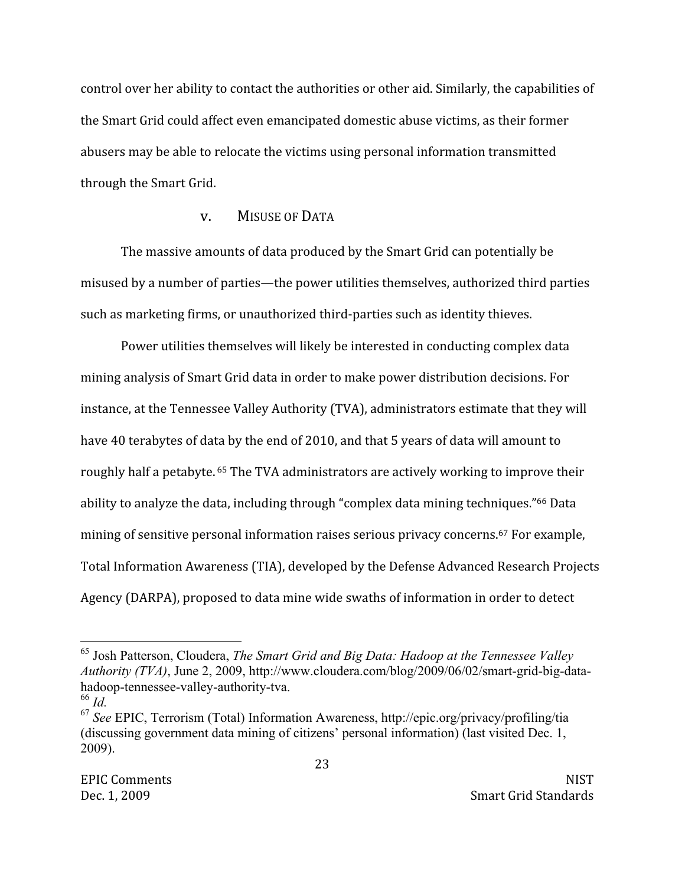control over her ability to contact the authorities or other aid. Similarly, the capabilities of the Smart Grid could affect even emancipated domestic abuse victims, as their former abusers may be able to relocate the victims using personal information transmitted through the Smart Grid.

#### v. MISUSE OF DATA

The massive amounts of data produced by the Smart Grid can potentially be misused by a number of parties—the power utilities themselves, authorized third parties such as marketing firms, or unauthorized third-parties such as identity thieves.

Power utilities themselves will likely be interested in conducting complex data mining analysis of Smart Grid data in order to make power distribution decisions. For instance, at the Tennessee Valley Authority (TVA), administrators estimate that they will have 40 terabytes of data by the end of 2010, and that 5 years of data will amount to roughly half a petabyte.[65] The TVA administrators are actively working to improve their ability to analyze the data, including through "complex data mining techniques."[66] Data mining of sensitive personal information raises serious privacy concerns.[67] For example, Total Information Awareness (TIA), developed by the Defense Advanced Research Projects Agency (DARPA), proposed to data mine wide swaths of information in order to detect

---

[65] Josh Patterson, Cloudera, *The Smart Grid and Big Data: Hadoop at the Tennessee Valley Authority (TVA)*, June 2, 2009, http://www.cloudera.com/blog/2009/06/02/smart-grid-big-data-hadoop-tennessee-valley-authority-tva.

[66] *Id.*

[67] *See* EPIC, Terrorism (Total) Information Awareness, http://epic.org/privacy/profiling/tia (discussing government data mining of citizens' personal information) (last visited Dec. 1, 2009).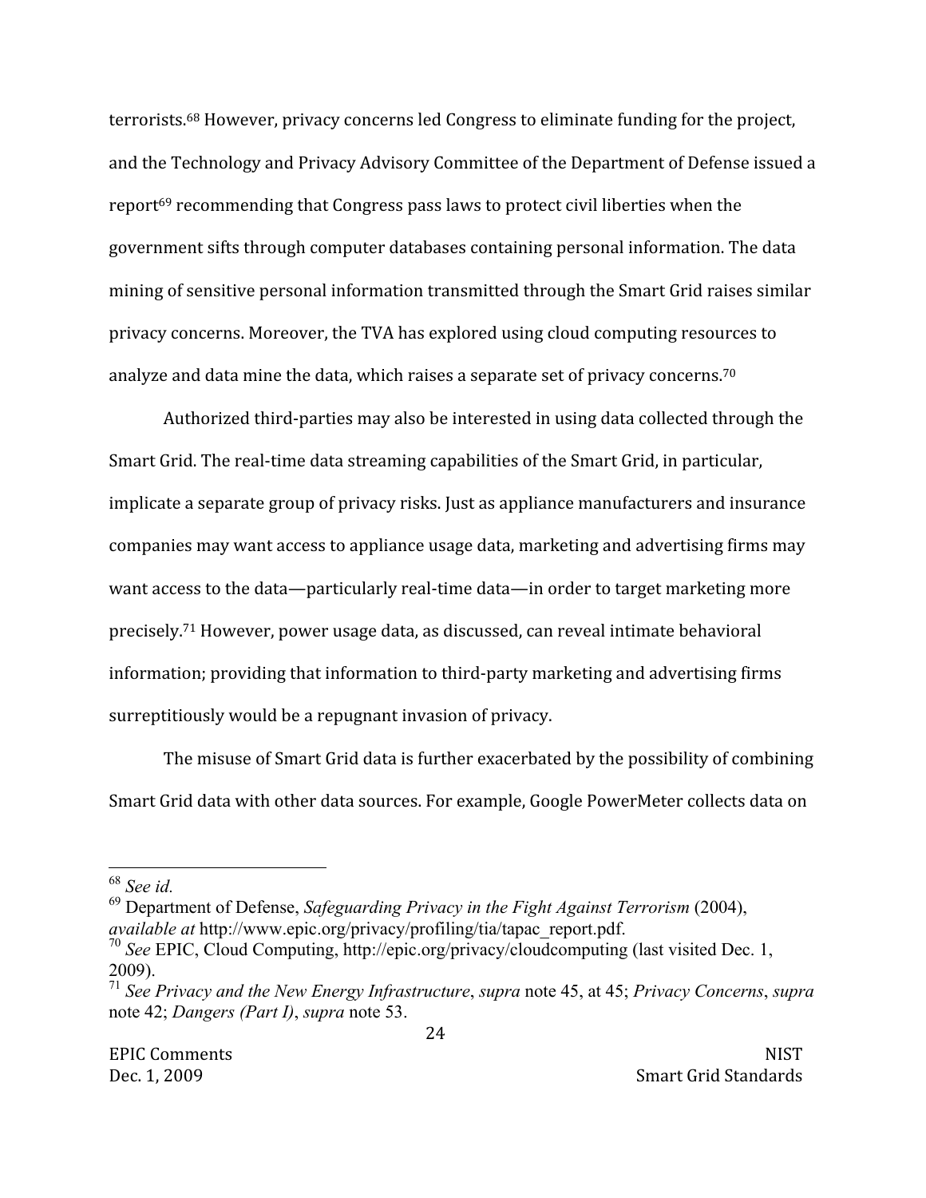terrorists.[68] However, privacy concerns led Congress to eliminate funding for the project, and the Technology and Privacy Advisory Committee of the Department of Defense issued a report[69] recommending that Congress pass laws to protect civil liberties when the government sifts through computer databases containing personal information. The data mining of sensitive personal information transmitted through the Smart Grid raises similar privacy concerns. Moreover, the TVA has explored using cloud computing resources to analyze and data mine the data, which raises a separate set of privacy concerns.[70]

Authorized third-parties may also be interested in using data collected through the Smart Grid. The real-time data streaming capabilities of the Smart Grid, in particular, implicate a separate group of privacy risks. Just as appliance manufacturers and insurance companies may want access to appliance usage data, marketing and advertising firms may want access to the data—particularly real-time data—in order to target marketing more precisely.[71] However, power usage data, as discussed, can reveal intimate behavioral information; providing that information to third-party marketing and advertising firms surreptitiously would be a repugnant invasion of privacy.

The misuse of Smart Grid data is further exacerbated by the possibility of combining Smart Grid data with other data sources. For example, Google PowerMeter collects data on

---

[68] *See id.*

[69] Department of Defense, *Safeguarding Privacy in the Fight Against Terrorism* (2004), *available at* http://www.epic.org/privacy/profiling/tia/tapac_report.pdf.

[70] *See* EPIC, Cloud Computing, http://epic.org/privacy/cloudcomputing (last visited Dec. 1, 2009).

[71] *See Privacy and the New Energy Infrastructure*, *supra* note 45, at 45; *Privacy Concerns*, *supra* note 42; *Dangers (Part I)*, *supra* note 53.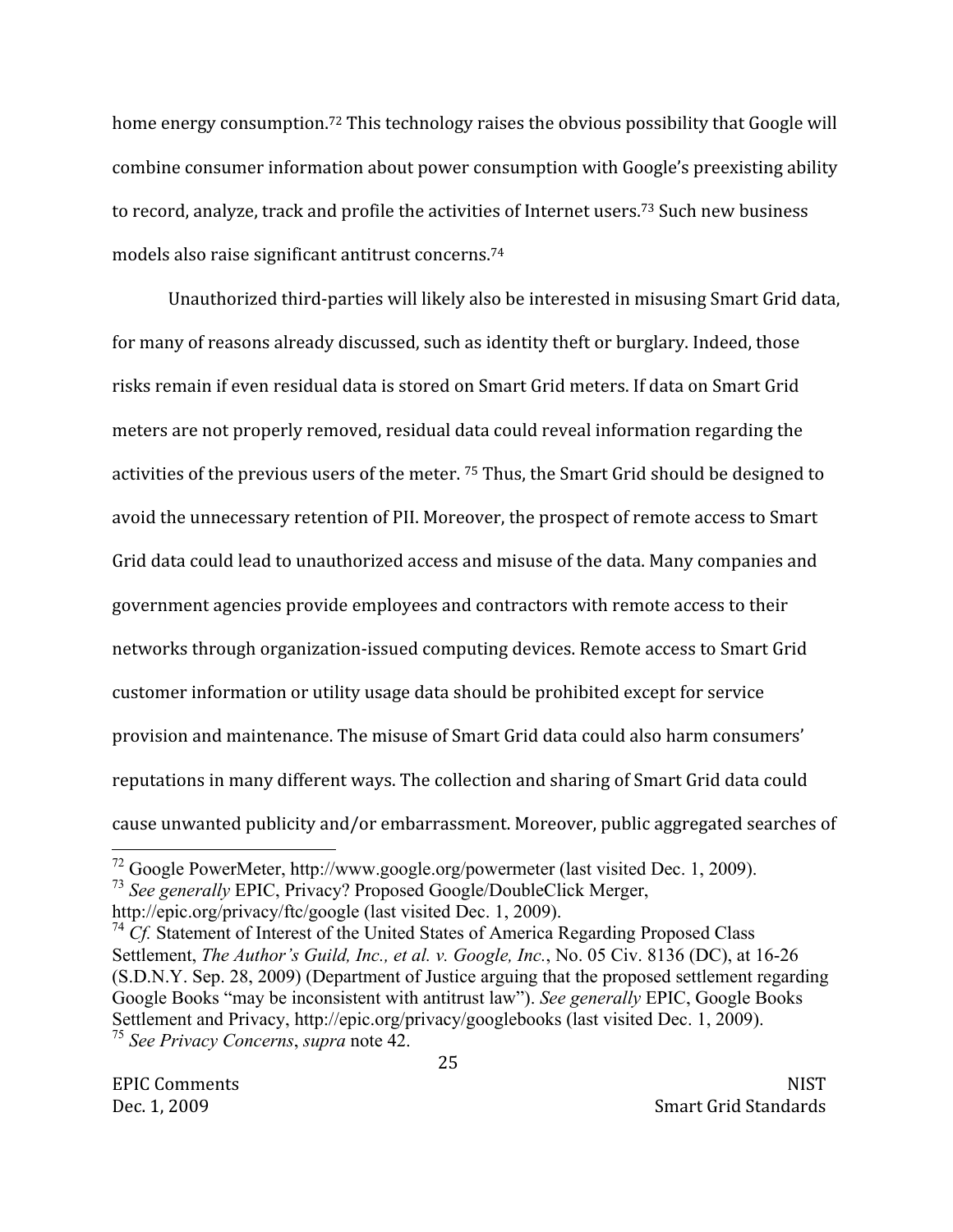home energy consumption.[72] This technology raises the obvious possibility that Google will combine consumer information about power consumption with Google's preexisting ability to record, analyze, track and profile the activities of Internet users.[73] Such new business models also raise significant antitrust concerns.[74]

Unauthorized third-parties will likely also be interested in misusing Smart Grid data, for many of reasons already discussed, such as identity theft or burglary. Indeed, those risks remain if even residual data is stored on Smart Grid meters. If data on Smart Grid meters are not properly removed, residual data could reveal information regarding the activities of the previous users of the meter. [75] Thus, the Smart Grid should be designed to avoid the unnecessary retention of PII. Moreover, the prospect of remote access to Smart Grid data could lead to unauthorized access and misuse of the data. Many companies and government agencies provide employees and contractors with remote access to their networks through organization-issued computing devices. Remote access to Smart Grid customer information or utility usage data should be prohibited except for service provision and maintenance. The misuse of Smart Grid data could also harm consumers' reputations in many different ways. The collection and sharing of Smart Grid data could cause unwanted publicity and/or embarrassment. Moreover, public aggregated searches of

---

[72] Google PowerMeter, http://www.google.org/powermeter (last visited Dec. 1, 2009).

[73] *See generally* EPIC, Privacy? Proposed Google/DoubleClick Merger, http://epic.org/privacy/ftc/google (last visited Dec. 1, 2009).

[74] *Cf.* Statement of Interest of the United States of America Regarding Proposed Class Settlement, *The Author's Guild, Inc., et al. v. Google, Inc.*, No. 05 Civ. 8136 (DC), at 16-26 (S.D.N.Y. Sep. 28, 2009) (Department of Justice arguing that the proposed settlement regarding Google Books "may be inconsistent with antitrust law"). *See generally* EPIC, Google Books Settlement and Privacy, http://epic.org/privacy/googlebooks (last visited Dec. 1, 2009).

[75] *See Privacy Concerns*, *supra* note 42.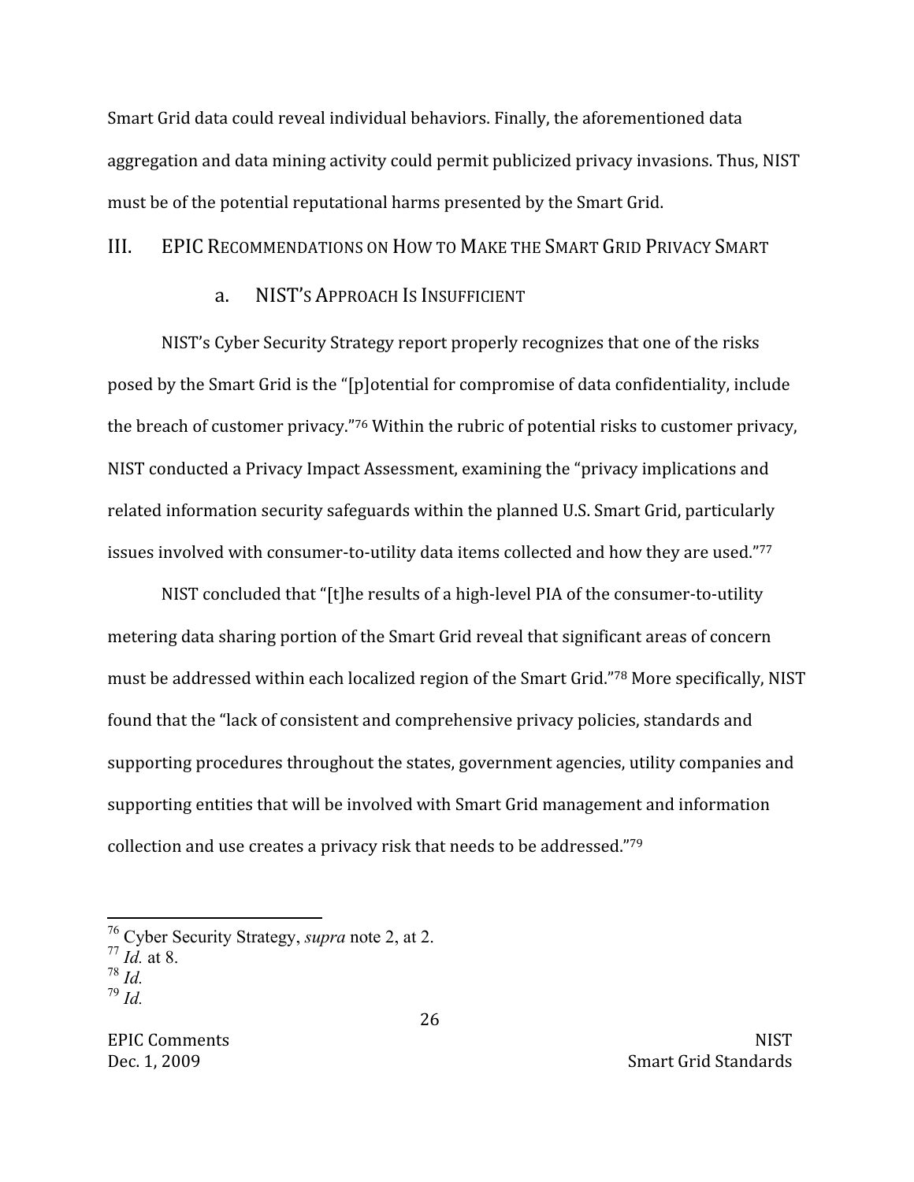Smart Grid data could reveal individual behaviors. Finally, the aforementioned data aggregation and data mining activity could permit publicized privacy invasions. Thus, NIST must be of the potential reputational harms presented by the Smart Grid.

## III. EPIC Recommendations on How to Make the Smart Grid Privacy Smart

### a. NIST's Approach Is Insufficient

NIST's Cyber Security Strategy report properly recognizes that one of the risks posed by the Smart Grid is the "[p]otential for compromise of data confidentiality, include the breach of customer privacy."[76] Within the rubric of potential risks to customer privacy, NIST conducted a Privacy Impact Assessment, examining the "privacy implications and related information security safeguards within the planned U.S. Smart Grid, particularly issues involved with consumer-to-utility data items collected and how they are used."[77]

NIST concluded that "[t]he results of a high-level PIA of the consumer-to-utility metering data sharing portion of the Smart Grid reveal that significant areas of concern must be addressed within each localized region of the Smart Grid."[78] More specifically, NIST found that the "lack of consistent and comprehensive privacy policies, standards and supporting procedures throughout the states, government agencies, utility companies and supporting entities that will be involved with Smart Grid management and information collection and use creates a privacy risk that needs to be addressed."[79]

---

[76] Cyber Security Strategy, *supra* note 2, at 2.
[77] *Id.* at 8.
[78] *Id.*
[79] *Id.*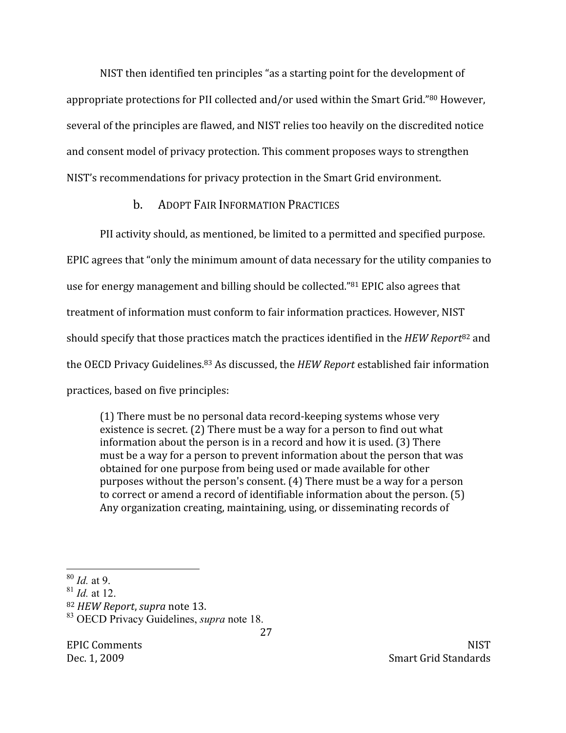NIST then identified ten principles "as a starting point for the development of appropriate protections for PII collected and/or used within the Smart Grid."[80] However, several of the principles are flawed, and NIST relies too heavily on the discredited notice and consent model of privacy protection. This comment proposes ways to strengthen NIST's recommendations for privacy protection in the Smart Grid environment.

### b. Adopt Fair Information Practices

PII activity should, as mentioned, be limited to a permitted and specified purpose. EPIC agrees that "only the minimum amount of data necessary for the utility companies to use for energy management and billing should be collected."[81] EPIC also agrees that treatment of information must conform to fair information practices. However, NIST should specify that those practices match the practices identified in the *HEW Report*[82] and the OECD Privacy Guidelines.[83] As discussed, the *HEW Report* established fair information practices, based on five principles:

> (1) There must be no personal data record-keeping systems whose very existence is secret. (2) There must be a way for a person to find out what information about the person is in a record and how it is used. (3) There must be a way for a person to prevent information about the person that was obtained for one purpose from being used or made available for other purposes without the person's consent. (4) There must be a way for a person to correct or amend a record of identifiable information about the person. (5) Any organization creating, maintaining, using, or disseminating records of

---

[80] *Id.* at 9.

[81] *Id.* at 12.

[82] *HEW Report*, *supra* note 13.

[83] OECD Privacy Guidelines, *supra* note 18.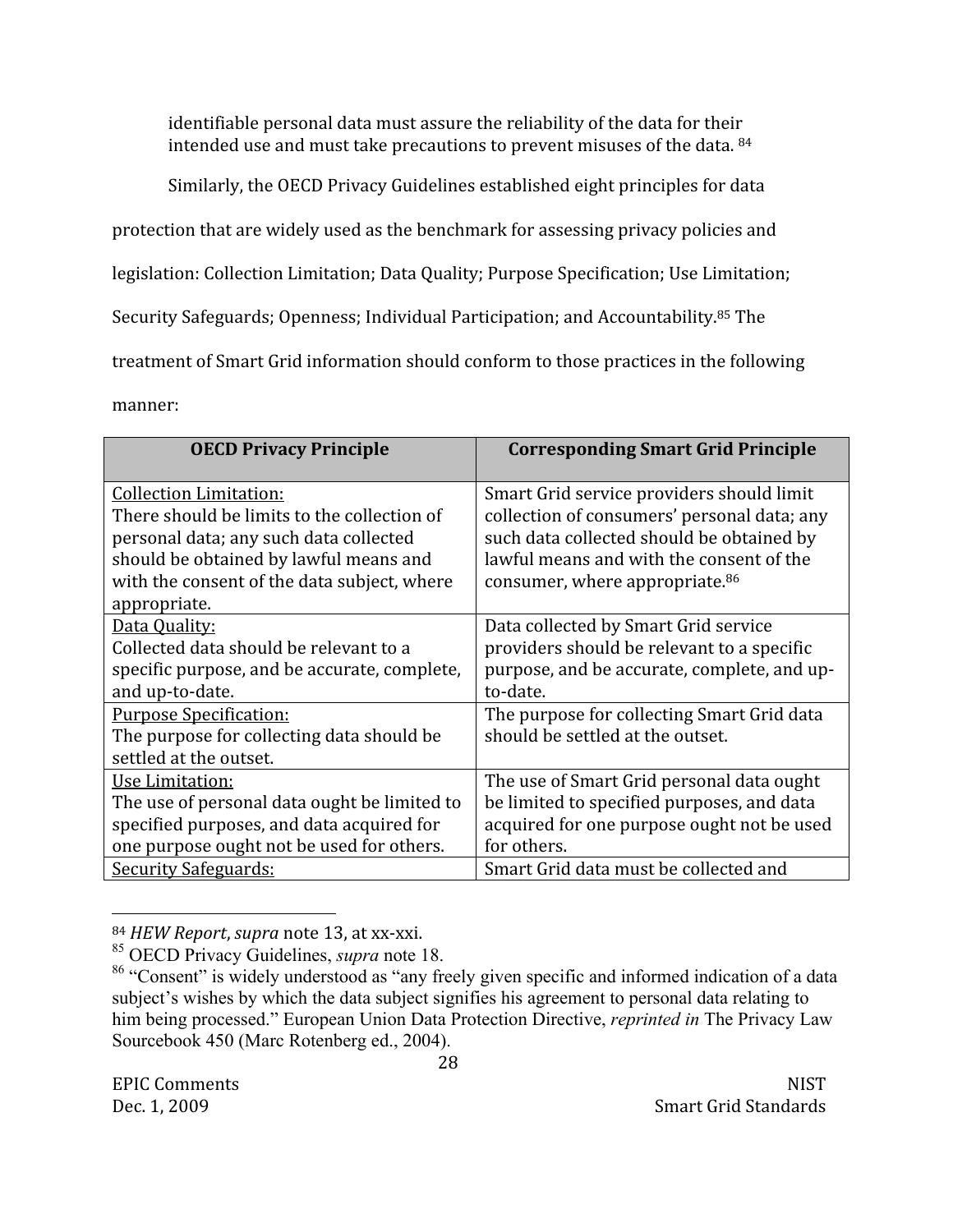identifiable personal data must assure the reliability of the data for their intended use and must take precautions to prevent misuses of the data. [84]

Similarly, the OECD Privacy Guidelines established eight principles for data protection that are widely used as the benchmark for assessing privacy policies and legislation: Collection Limitation; Data Quality; Purpose Specification; Use Limitation; Security Safeguards; Openness; Individual Participation; and Accountability.[85] The treatment of Smart Grid information should conform to those practices in the following manner:

| OECD Privacy Principle | Corresponding Smart Grid Principle |
|---|---|
| <u>Collection Limitation:</u> There should be limits to the collection of personal data; any such data collected should be obtained by lawful means and with the consent of the data subject, where appropriate. | Smart Grid service providers should limit collection of consumers' personal data; any such data collected should be obtained by lawful means and with the consent of the consumer, where appropriate.[86] |
| <u>Data Quality:</u> Collected data should be relevant to a specific purpose, and be accurate, complete, and up-to-date. | Data collected by Smart Grid service providers should be relevant to a specific purpose, and be accurate, complete, and up-to-date. |
| <u>Purpose Specification:</u> The purpose for collecting data should be settled at the outset. | The purpose for collecting Smart Grid data should be settled at the outset. |
| <u>Use Limitation:</u> The use of personal data ought be limited to specified purposes, and data acquired for one purpose ought not be used for others. | The use of Smart Grid personal data ought be limited to specified purposes, and data acquired for one purpose ought not be used for others. |
| <u>Security Safeguards:</u> | Smart Grid data must be collected and |

[84] *HEW Report*, *supra* note 13, at xx-xxi.

[85] OECD Privacy Guidelines, *supra* note 18.

[86] "Consent" is widely understood as "any freely given specific and informed indication of a data subject's wishes by which the data subject signifies his agreement to personal data relating to him being processed." European Union Data Protection Directive, *reprinted in* The Privacy Law Sourcebook 450 (Marc Rotenberg ed., 2004).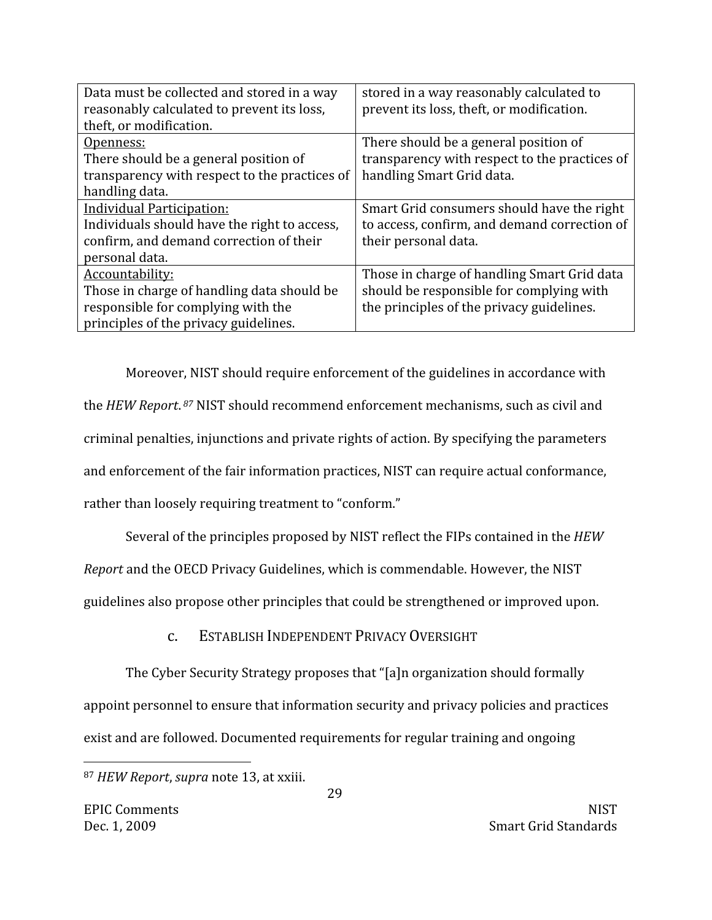| | |
|---|---|
| Data must be collected and stored in a way reasonably calculated to prevent its loss, theft, or modification. | stored in a way reasonably calculated to prevent its loss, theft, or modification. |
| <u>Openness:</u> There should be a general position of transparency with respect to the practices of handling data. | There should be a general position of transparency with respect to the practices of handling Smart Grid data. |
| <u>Individual Participation:</u> Individuals should have the right to access, confirm, and demand correction of their personal data. | Smart Grid consumers should have the right to access, confirm, and demand correction of their personal data. |
| <u>Accountability:</u> Those in charge of handling data should be responsible for complying with the principles of the privacy guidelines. | Those in charge of handling Smart Grid data should be responsible for complying with the principles of the privacy guidelines. |

Moreover, NIST should require enforcement of the guidelines in accordance with the *HEW Report*.[87] NIST should recommend enforcement mechanisms, such as civil and criminal penalties, injunctions and private rights of action. By specifying the parameters and enforcement of the fair information practices, NIST can require actual conformance, rather than loosely requiring treatment to "conform."

Several of the principles proposed by NIST reflect the FIPs contained in the *HEW Report* and the OECD Privacy Guidelines, which is commendable. However, the NIST guidelines also propose other principles that could be strengthened or improved upon.

### c. Establish Independent Privacy Oversight

The Cyber Security Strategy proposes that "[a]n organization should formally appoint personnel to ensure that information security and privacy policies and practices exist and are followed. Documented requirements for regular training and ongoing

[87] *HEW Report*, *supra* note 13, at xxiii.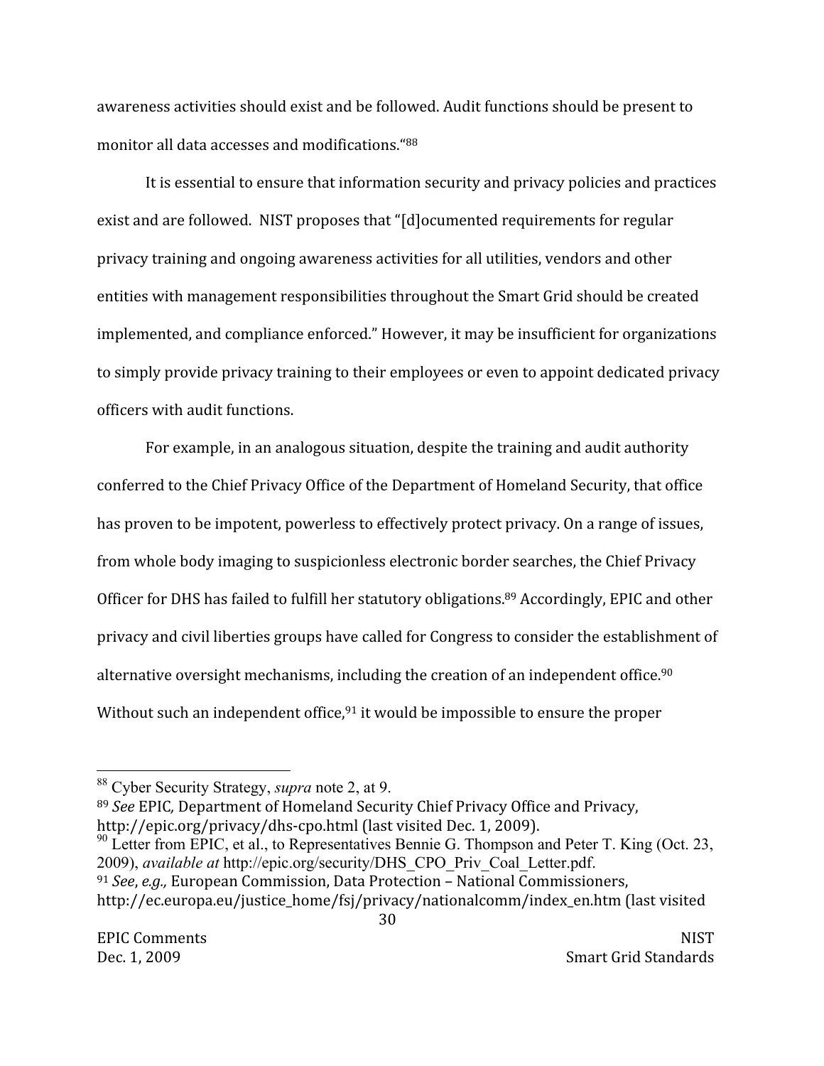awareness activities should exist and be followed. Audit functions should be present to monitor all data accesses and modifications."[88]

It is essential to ensure that information security and privacy policies and practices exist and are followed. NIST proposes that "[d]ocumented requirements for regular privacy training and ongoing awareness activities for all utilities, vendors and other entities with management responsibilities throughout the Smart Grid should be created implemented, and compliance enforced." However, it may be insufficient for organizations to simply provide privacy training to their employees or even to appoint dedicated privacy officers with audit functions.

For example, in an analogous situation, despite the training and audit authority conferred to the Chief Privacy Office of the Department of Homeland Security, that office has proven to be impotent, powerless to effectively protect privacy. On a range of issues, from whole body imaging to suspicionless electronic border searches, the Chief Privacy Officer for DHS has failed to fulfill her statutory obligations.[89] Accordingly, EPIC and other privacy and civil liberties groups have called for Congress to consider the establishment of alternative oversight mechanisms, including the creation of an independent office.[90] Without such an independent office,[91] it would be impossible to ensure the proper

---

[88] Cyber Security Strategy, *supra* note 2, at 9.

[89] *See* EPIC*,* Department of Homeland Security Chief Privacy Office and Privacy, http://epic.org/privacy/dhs-cpo.html (last visited Dec. 1, 2009).

[90] Letter from EPIC, et al., to Representatives Bennie G. Thompson and Peter T. King (Oct. 23, 2009), *available at* http://epic.org/security/DHS_CPO_Priv_Coal_Letter.pdf.

[91] *See*, *e.g.,* European Commission, Data Protection – National Commissioners, http://ec.europa.eu/justice_home/fsj/privacy/nationalcomm/index_en.htm (last visited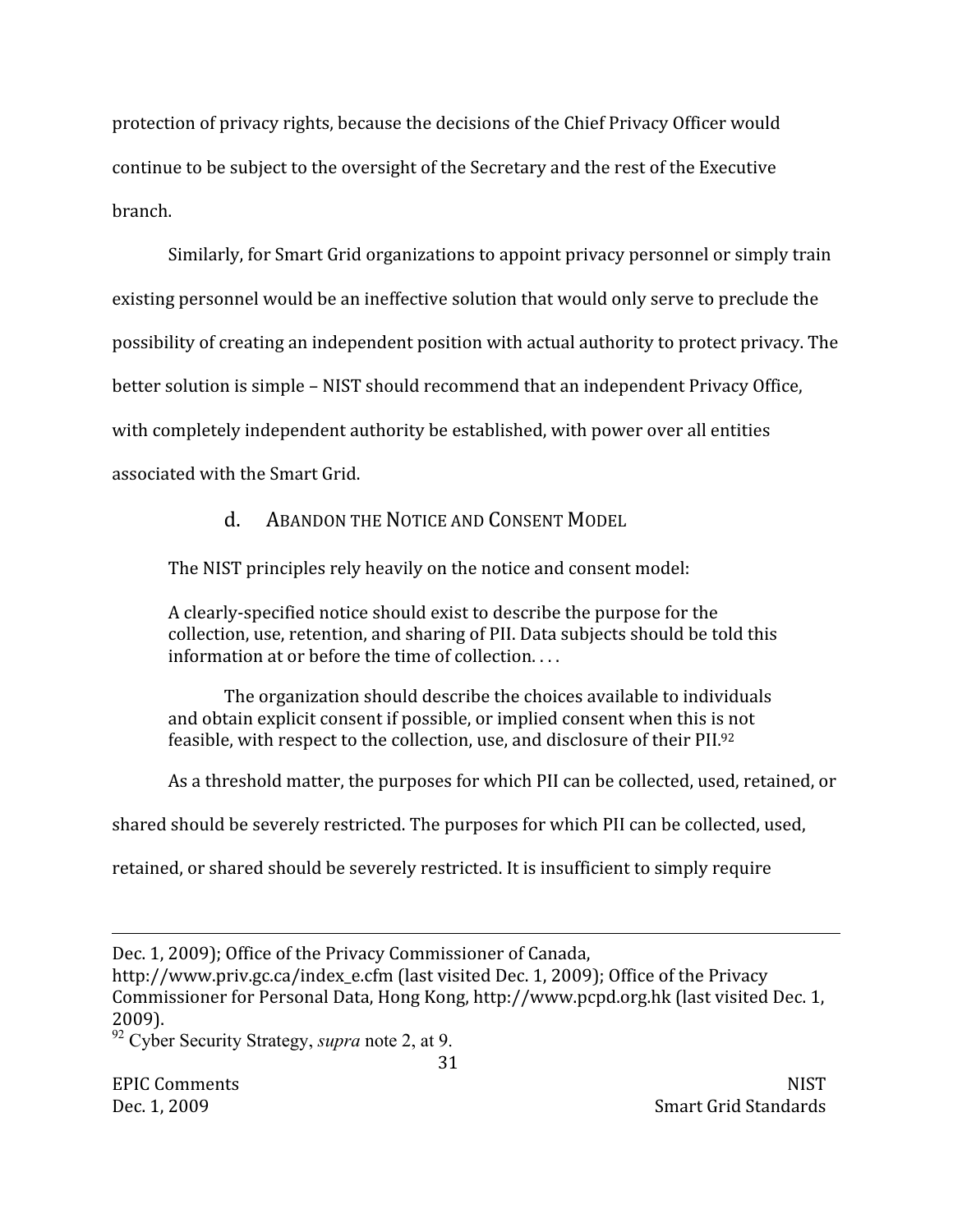protection of privacy rights, because the decisions of the Chief Privacy Officer would continue to be subject to the oversight of the Secretary and the rest of the Executive branch.

Similarly, for Smart Grid organizations to appoint privacy personnel or simply train existing personnel would be an ineffective solution that would only serve to preclude the possibility of creating an independent position with actual authority to protect privacy. The better solution is simple – NIST should recommend that an independent Privacy Office, with completely independent authority be established, with power over all entities associated with the Smart Grid.

### d. ABANDON THE NOTICE AND CONSENT MODEL

The NIST principles rely heavily on the notice and consent model:

> A clearly-specified notice should exist to describe the purpose for the collection, use, retention, and sharing of PII. Data subjects should be told this information at or before the time of collection. . . .
>
> The organization should describe the choices available to individuals and obtain explicit consent if possible, or implied consent when this is not feasible, with respect to the collection, use, and disclosure of their PII.[92]

As a threshold matter, the purposes for which PII can be collected, used, retained, or shared should be severely restricted. The purposes for which PII can be collected, used, retained, or shared should be severely restricted. It is insufficient to simply require

---

Dec. 1, 2009); Office of the Privacy Commissioner of Canada, http://www.priv.gc.ca/index_e.cfm (last visited Dec. 1, 2009); Office of the Privacy Commissioner for Personal Data, Hong Kong, http://www.pcpd.org.hk (last visited Dec. 1, 2009).

[92] Cyber Security Strategy, *supra* note 2, at 9.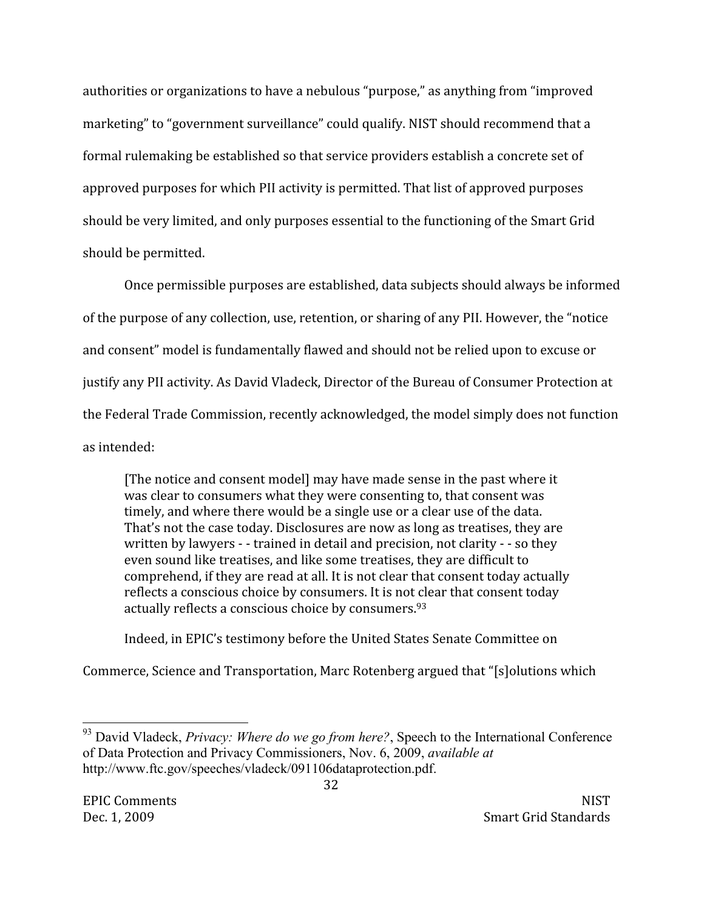authorities or organizations to have a nebulous "purpose," as anything from "improved marketing" to "government surveillance" could qualify. NIST should recommend that a formal rulemaking be established so that service providers establish a concrete set of approved purposes for which PII activity is permitted. That list of approved purposes should be very limited, and only purposes essential to the functioning of the Smart Grid should be permitted.

Once permissible purposes are established, data subjects should always be informed of the purpose of any collection, use, retention, or sharing of any PII. However, the "notice and consent" model is fundamentally flawed and should not be relied upon to excuse or justify any PII activity. As David Vladeck, Director of the Bureau of Consumer Protection at the Federal Trade Commission, recently acknowledged, the model simply does not function as intended:

> [The notice and consent model] may have made sense in the past where it was clear to consumers what they were consenting to, that consent was timely, and where there would be a single use or a clear use of the data. That's not the case today. Disclosures are now as long as treatises, they are written by lawyers - - trained in detail and precision, not clarity - - so they even sound like treatises, and like some treatises, they are difficult to comprehend, if they are read at all. It is not clear that consent today actually reflects a conscious choice by consumers. It is not clear that consent today actually reflects a conscious choice by consumers.[93]

Indeed, in EPIC's testimony before the United States Senate Committee on Commerce, Science and Transportation, Marc Rotenberg argued that "[s]olutions which

---

[93] David Vladeck, *Privacy: Where do we go from here?*, Speech to the International Conference of Data Protection and Privacy Commissioners, Nov. 6, 2009, *available at* http://www.ftc.gov/speeches/vladeck/091106dataprotection.pdf.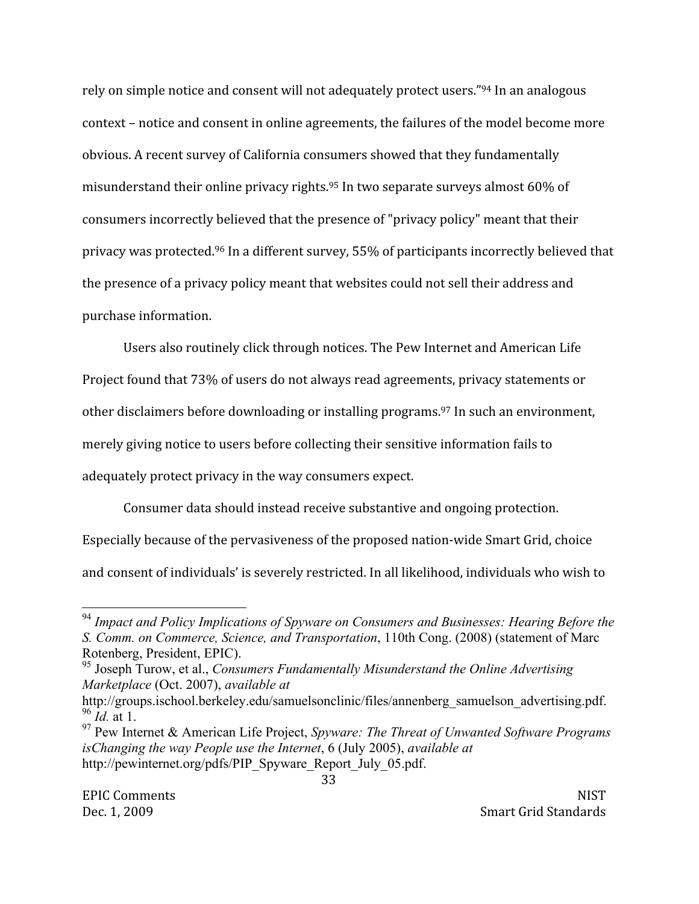rely on simple notice and consent will not adequately protect users."[94] In an analogous context – notice and consent in online agreements, the failures of the model become more obvious. A recent survey of California consumers showed that they fundamentally misunderstand their online privacy rights.[95] In two separate surveys almost 60% of consumers incorrectly believed that the presence of "privacy policy" meant that their privacy was protected.[96] In a different survey, 55% of participants incorrectly believed that the presence of a privacy policy meant that websites could not sell their address and purchase information.

Users also routinely click through notices. The Pew Internet and American Life Project found that 73% of users do not always read agreements, privacy statements or other disclaimers before downloading or installing programs.[97] In such an environment, merely giving notice to users before collecting their sensitive information fails to adequately protect privacy in the way consumers expect.

Consumer data should instead receive substantive and ongoing protection. Especially because of the pervasiveness of the proposed nation-wide Smart Grid, choice and consent of individuals' is severely restricted. In all likelihood, individuals who wish to

---

[94] *Impact and Policy Implications of Spyware on Consumers and Businesses: Hearing Before the S. Comm. on Commerce, Science, and Transportation*, 110th Cong. (2008) (statement of Marc Rotenberg, President, EPIC).

[95] Joseph Turow, et al., *Consumers Fundamentally Misunderstand the Online Advertising Marketplace* (Oct. 2007), *available at* http://groups.ischool.berkeley.edu/samuelsonclinic/files/annenberg_samuelson_advertising.pdf.

[96] *Id.* at 1.

[97] Pew Internet & American Life Project, *Spyware: The Threat of Unwanted Software Programs isChanging the way People use the Internet*, 6 (July 2005), *available at* http://pewinternet.org/pdfs/PIP_Spyware_Report_July_05.pdf.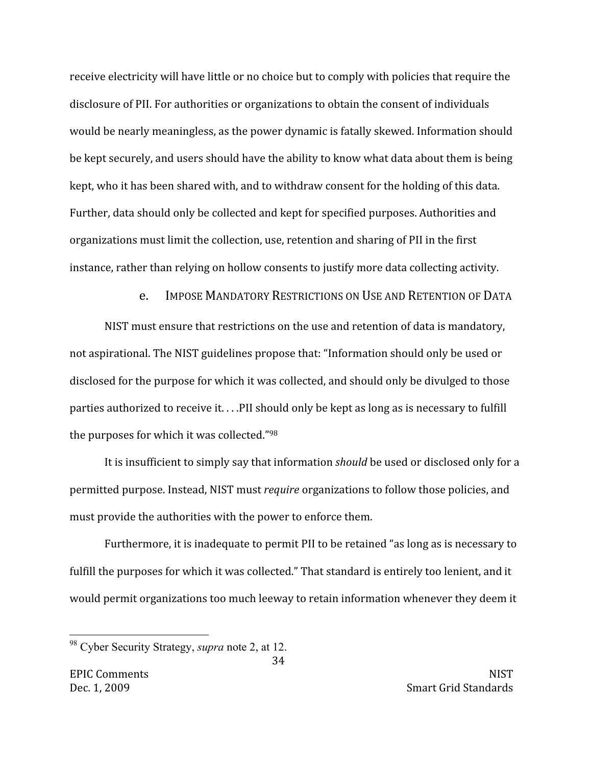receive electricity will have little or no choice but to comply with policies that require the disclosure of PII. For authorities or organizations to obtain the consent of individuals would be nearly meaningless, as the power dynamic is fatally skewed. Information should be kept securely, and users should have the ability to know what data about them is being kept, who it has been shared with, and to withdraw consent for the holding of this data. Further, data should only be collected and kept for specified purposes. Authorities and organizations must limit the collection, use, retention and sharing of PII in the first instance, rather than relying on hollow consents to justify more data collecting activity.

### e. IMPOSE MANDATORY RESTRICTIONS ON USE AND RETENTION OF DATA

NIST must ensure that restrictions on the use and retention of data is mandatory, not aspirational. The NIST guidelines propose that: "Information should only be used or disclosed for the purpose for which it was collected, and should only be divulged to those parties authorized to receive it. . . .PII should only be kept as long as is necessary to fulfill the purposes for which it was collected."[98]

It is insufficient to simply say that information *should* be used or disclosed only for a permitted purpose. Instead, NIST must *require* organizations to follow those policies, and must provide the authorities with the power to enforce them.

Furthermore, it is inadequate to permit PII to be retained "as long as is necessary to fulfill the purposes for which it was collected." That standard is entirely too lenient, and it would permit organizations too much leeway to retain information whenever they deem it

[98] Cyber Security Strategy, *supra* note 2, at 12.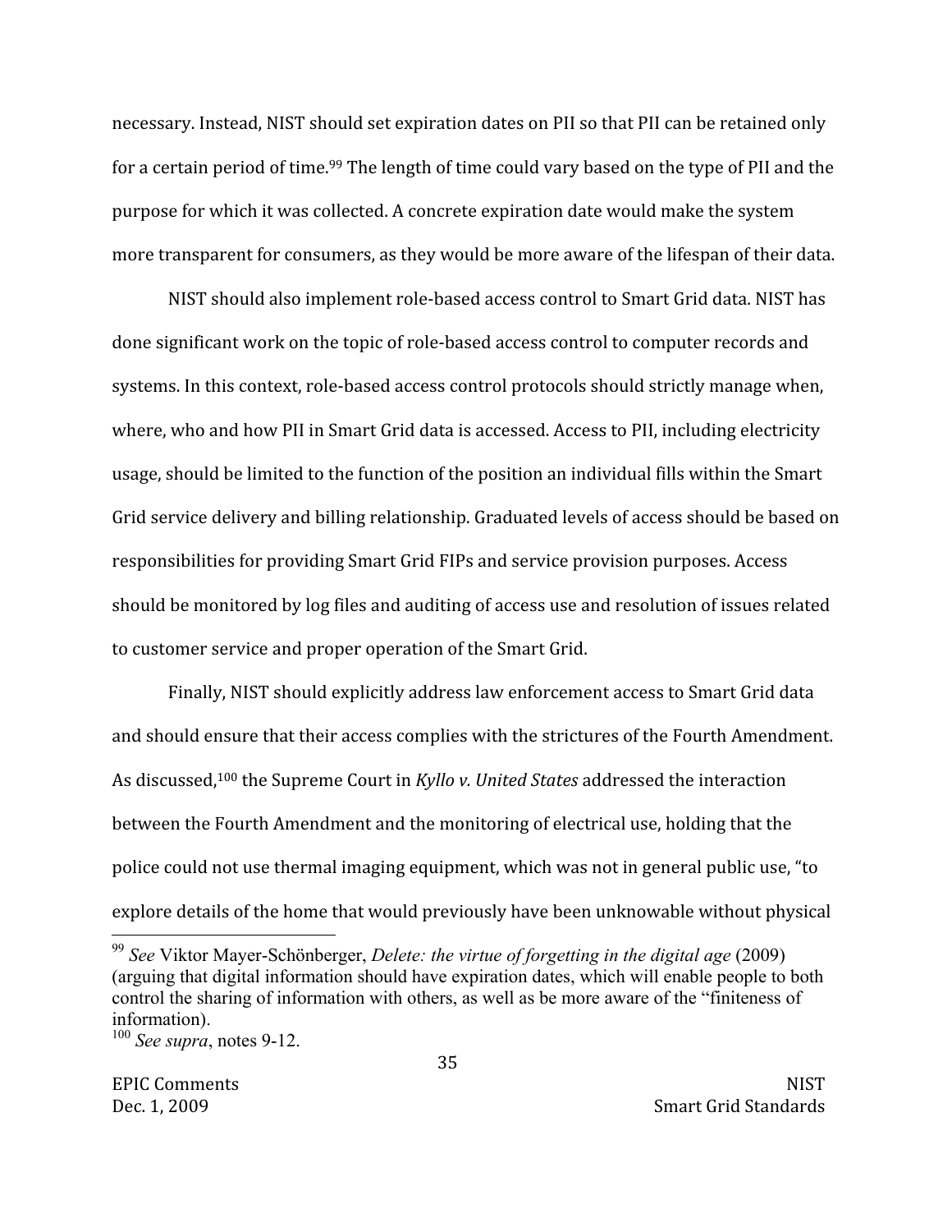necessary. Instead, NIST should set expiration dates on PII so that PII can be retained only for a certain period of time.[99] The length of time could vary based on the type of PII and the purpose for which it was collected. A concrete expiration date would make the system more transparent for consumers, as they would be more aware of the lifespan of their data.

NIST should also implement role-based access control to Smart Grid data. NIST has done significant work on the topic of role-based access control to computer records and systems. In this context, role-based access control protocols should strictly manage when, where, who and how PII in Smart Grid data is accessed. Access to PII, including electricity usage, should be limited to the function of the position an individual fills within the Smart Grid service delivery and billing relationship. Graduated levels of access should be based on responsibilities for providing Smart Grid FIPs and service provision purposes. Access should be monitored by log files and auditing of access use and resolution of issues related to customer service and proper operation of the Smart Grid.

Finally, NIST should explicitly address law enforcement access to Smart Grid data and should ensure that their access complies with the strictures of the Fourth Amendment. As discussed,[100] the Supreme Court in *Kyllo v. United States* addressed the interaction between the Fourth Amendment and the monitoring of electrical use, holding that the police could not use thermal imaging equipment, which was not in general public use, "to explore details of the home that would previously have been unknowable without physical

---

[99] *See* Viktor Mayer-Schönberger, *Delete: the virtue of forgetting in the digital age* (2009) (arguing that digital information should have expiration dates, which will enable people to both control the sharing of information with others, as well as be more aware of the "finiteness of information).

[100] *See supra*, notes 9-12.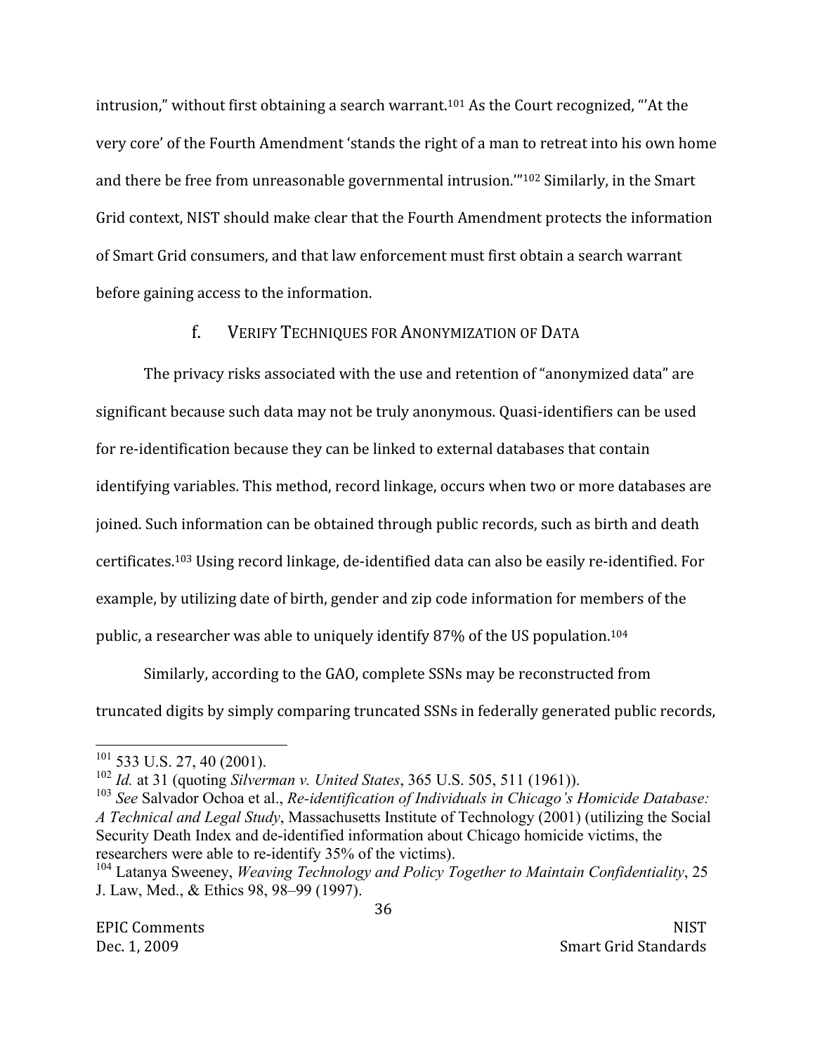intrusion," without first obtaining a search warrant.[101] As the Court recognized, "'At the very core' of the Fourth Amendment 'stands the right of a man to retreat into his own home and there be free from unreasonable governmental intrusion.'"[102] Similarly, in the Smart Grid context, NIST should make clear that the Fourth Amendment protects the information of Smart Grid consumers, and that law enforcement must first obtain a search warrant before gaining access to the information.

### f. VERIFY TECHNIQUES FOR ANONYMIZATION OF DATA

The privacy risks associated with the use and retention of "anonymized data" are significant because such data may not be truly anonymous. Quasi-identifiers can be used for re-identification because they can be linked to external databases that contain identifying variables. This method, record linkage, occurs when two or more databases are joined. Such information can be obtained through public records, such as birth and death certificates.[103] Using record linkage, de-identified data can also be easily re-identified. For example, by utilizing date of birth, gender and zip code information for members of the public, a researcher was able to uniquely identify 87% of the US population.[104]

Similarly, according to the GAO, complete SSNs may be reconstructed from truncated digits by simply comparing truncated SSNs in federally generated public records,

---

[101] 533 U.S. 27, 40 (2001).

[102] *Id.* at 31 (quoting *Silverman v. United States*, 365 U.S. 505, 511 (1961)).

[103] *See* Salvador Ochoa et al., *Re-identification of Individuals in Chicago's Homicide Database: A Technical and Legal Study*, Massachusetts Institute of Technology (2001) (utilizing the Social Security Death Index and de-identified information about Chicago homicide victims, the researchers were able to re-identify 35% of the victims).

[104] Latanya Sweeney, *Weaving Technology and Policy Together to Maintain Confidentiality*, 25 J. Law, Med., & Ethics 98, 98–99 (1997).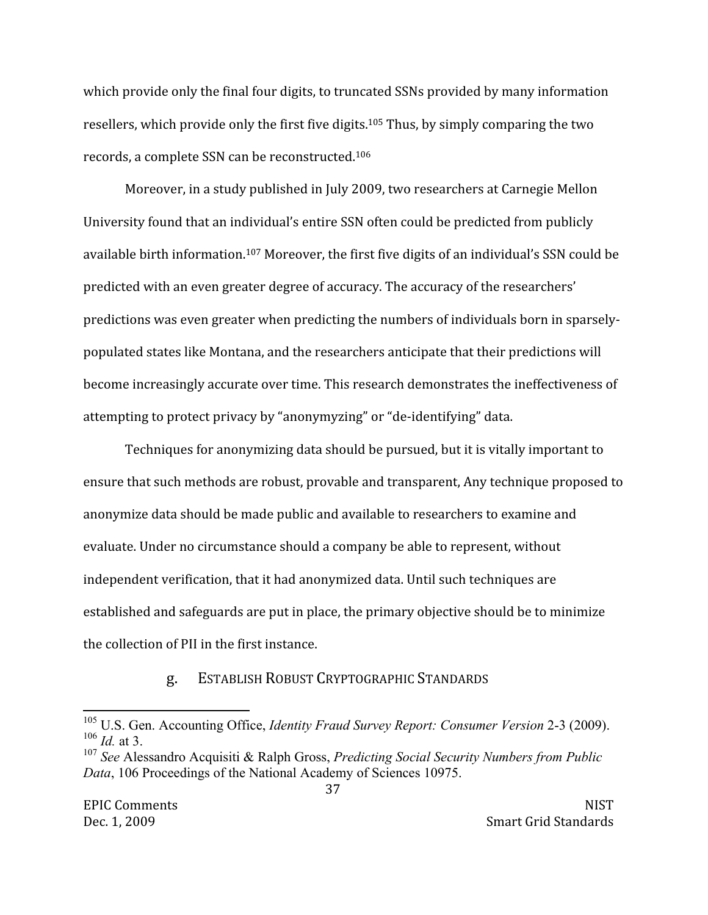which provide only the final four digits, to truncated SSNs provided by many information resellers, which provide only the first five digits.[105] Thus, by simply comparing the two records, a complete SSN can be reconstructed.[106]

Moreover, in a study published in July 2009, two researchers at Carnegie Mellon University found that an individual's entire SSN often could be predicted from publicly available birth information.[107] Moreover, the first five digits of an individual's SSN could be predicted with an even greater degree of accuracy. The accuracy of the researchers' predictions was even greater when predicting the numbers of individuals born in sparsely-populated states like Montana, and the researchers anticipate that their predictions will become increasingly accurate over time. This research demonstrates the ineffectiveness of attempting to protect privacy by "anonymyzing" or "de-identifying" data.

Techniques for anonymizing data should be pursued, but it is vitally important to ensure that such methods are robust, provable and transparent, Any technique proposed to anonymize data should be made public and available to researchers to examine and evaluate. Under no circumstance should a company be able to represent, without independent verification, that it had anonymized data. Until such techniques are established and safeguards are put in place, the primary objective should be to minimize the collection of PII in the first instance.

### g. ESTABLISH ROBUST CRYPTOGRAPHIC STANDARDS

---

[105] U.S. Gen. Accounting Office, *Identity Fraud Survey Report: Consumer Version* 2-3 (2009).

[106] *Id.* at 3.

[107] *See* Alessandro Acquisiti & Ralph Gross, *Predicting Social Security Numbers from Public Data*, 106 Proceedings of the National Academy of Sciences 10975.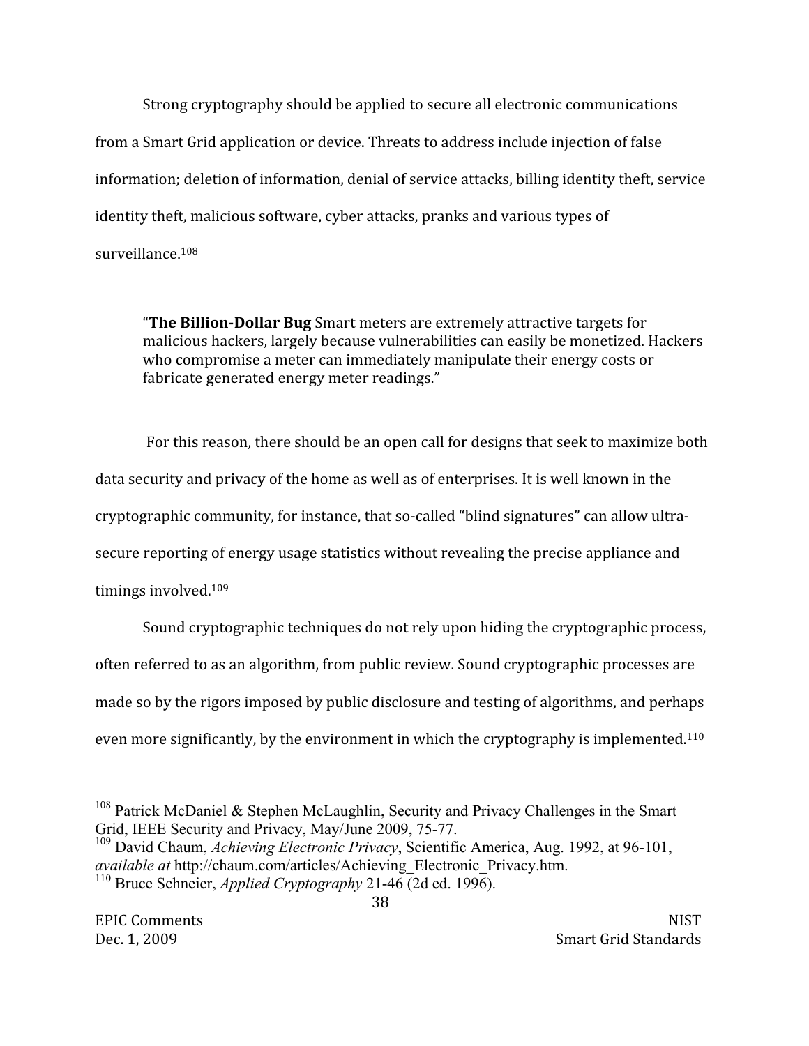Strong cryptography should be applied to secure all electronic communications from a Smart Grid application or device. Threats to address include injection of false information; deletion of information, denial of service attacks, billing identity theft, service identity theft, malicious software, cyber attacks, pranks and various types of surveillance.[108]

> "**The Billion-Dollar Bug** Smart meters are extremely attractive targets for malicious hackers, largely because vulnerabilities can easily be monetized. Hackers who compromise a meter can immediately manipulate their energy costs or fabricate generated energy meter readings."

For this reason, there should be an open call for designs that seek to maximize both data security and privacy of the home as well as of enterprises. It is well known in the cryptographic community, for instance, that so-called "blind signatures" can allow ultra-secure reporting of energy usage statistics without revealing the precise appliance and timings involved.[109]

Sound cryptographic techniques do not rely upon hiding the cryptographic process, often referred to as an algorithm, from public review. Sound cryptographic processes are made so by the rigors imposed by public disclosure and testing of algorithms, and perhaps even more significantly, by the environment in which the cryptography is implemented.[110]

---

[108] Patrick McDaniel & Stephen McLaughlin, Security and Privacy Challenges in the Smart Grid, IEEE Security and Privacy, May/June 2009, 75-77.

[109] David Chaum, *Achieving Electronic Privacy*, Scientific America, Aug. 1992, at 96-101, *available at* http://chaum.com/articles/Achieving_Electronic_Privacy.htm.

[110] Bruce Schneier, *Applied Cryptography* 21-46 (2d ed. 1996).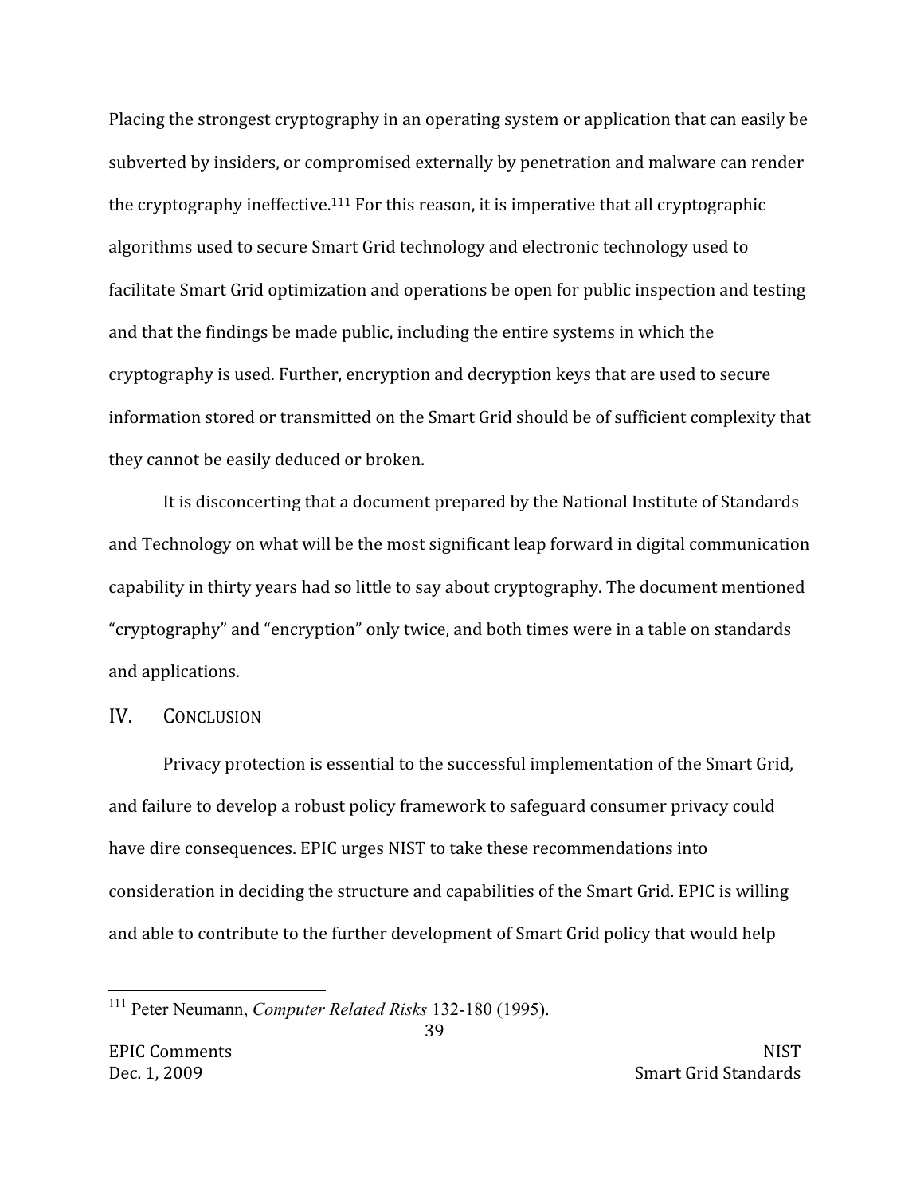Placing the strongest cryptography in an operating system or application that can easily be subverted by insiders, or compromised externally by penetration and malware can render the cryptography ineffective.[111] For this reason, it is imperative that all cryptographic algorithms used to secure Smart Grid technology and electronic technology used to facilitate Smart Grid optimization and operations be open for public inspection and testing and that the findings be made public, including the entire systems in which the cryptography is used. Further, encryption and decryption keys that are used to secure information stored or transmitted on the Smart Grid should be of sufficient complexity that they cannot be easily deduced or broken.

It is disconcerting that a document prepared by the National Institute of Standards and Technology on what will be the most significant leap forward in digital communication capability in thirty years had so little to say about cryptography. The document mentioned "cryptography" and "encryption" only twice, and both times were in a table on standards and applications.

## IV. Conclusion

Privacy protection is essential to the successful implementation of the Smart Grid, and failure to develop a robust policy framework to safeguard consumer privacy could have dire consequences. EPIC urges NIST to take these recommendations into consideration in deciding the structure and capabilities of the Smart Grid. EPIC is willing and able to contribute to the further development of Smart Grid policy that would help

---

[111] Peter Neumann, *Computer Related Risks* 132-180 (1995).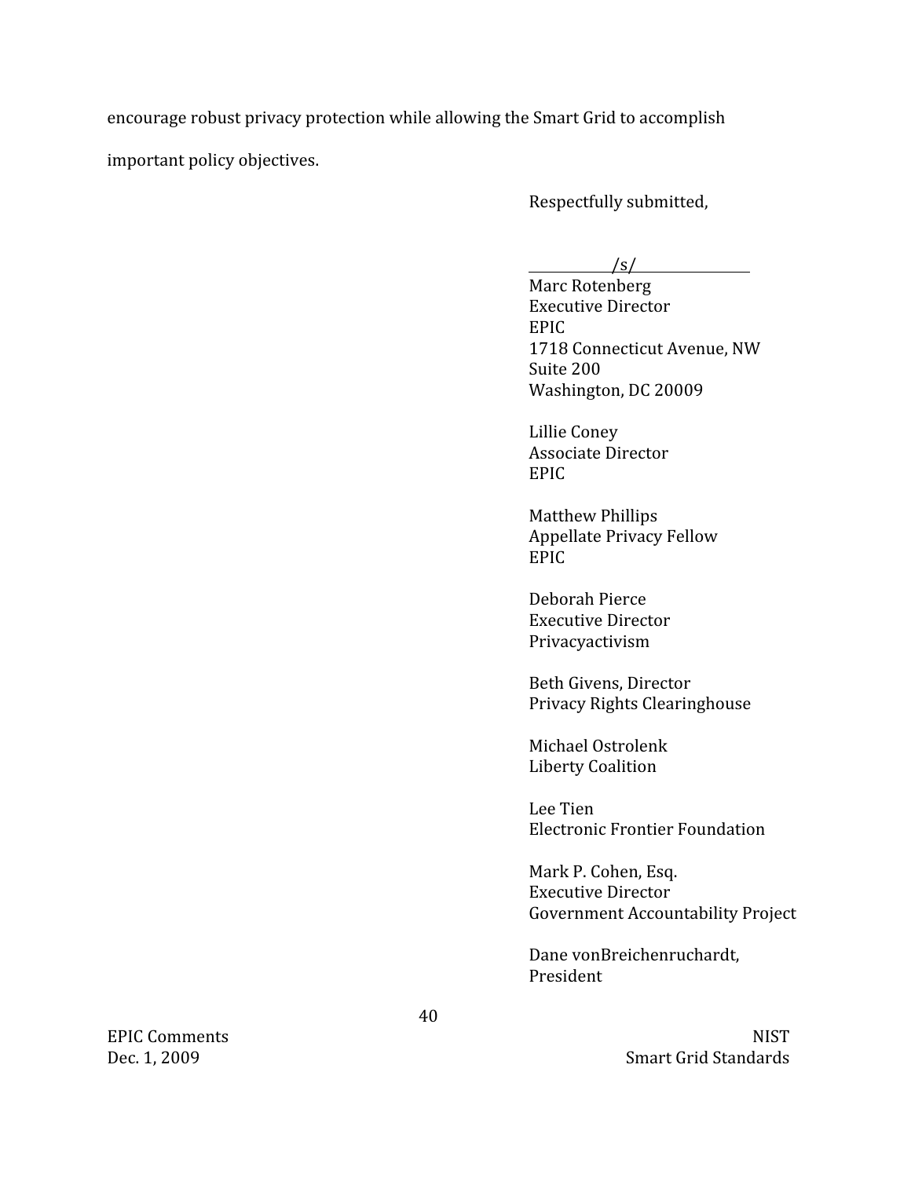encourage robust privacy protection while allowing the Smart Grid to accomplish important policy objectives.

Respectfully submitted,

/s/

Marc Rotenberg
Executive Director
EPIC
1718 Connecticut Avenue, NW
Suite 200
Washington, DC 20009

Lillie Coney
Associate Director
EPIC

Matthew Phillips
Appellate Privacy Fellow
EPIC

Deborah Pierce
Executive Director
Privacyactivism

Beth Givens, Director
Privacy Rights Clearinghouse

Michael Ostrolenk
Liberty Coalition

Lee Tien
Electronic Frontier Foundation

Mark P. Cohen, Esq.
Executive Director
Government Accountability Project

Dane vonBreichenruchardt,
President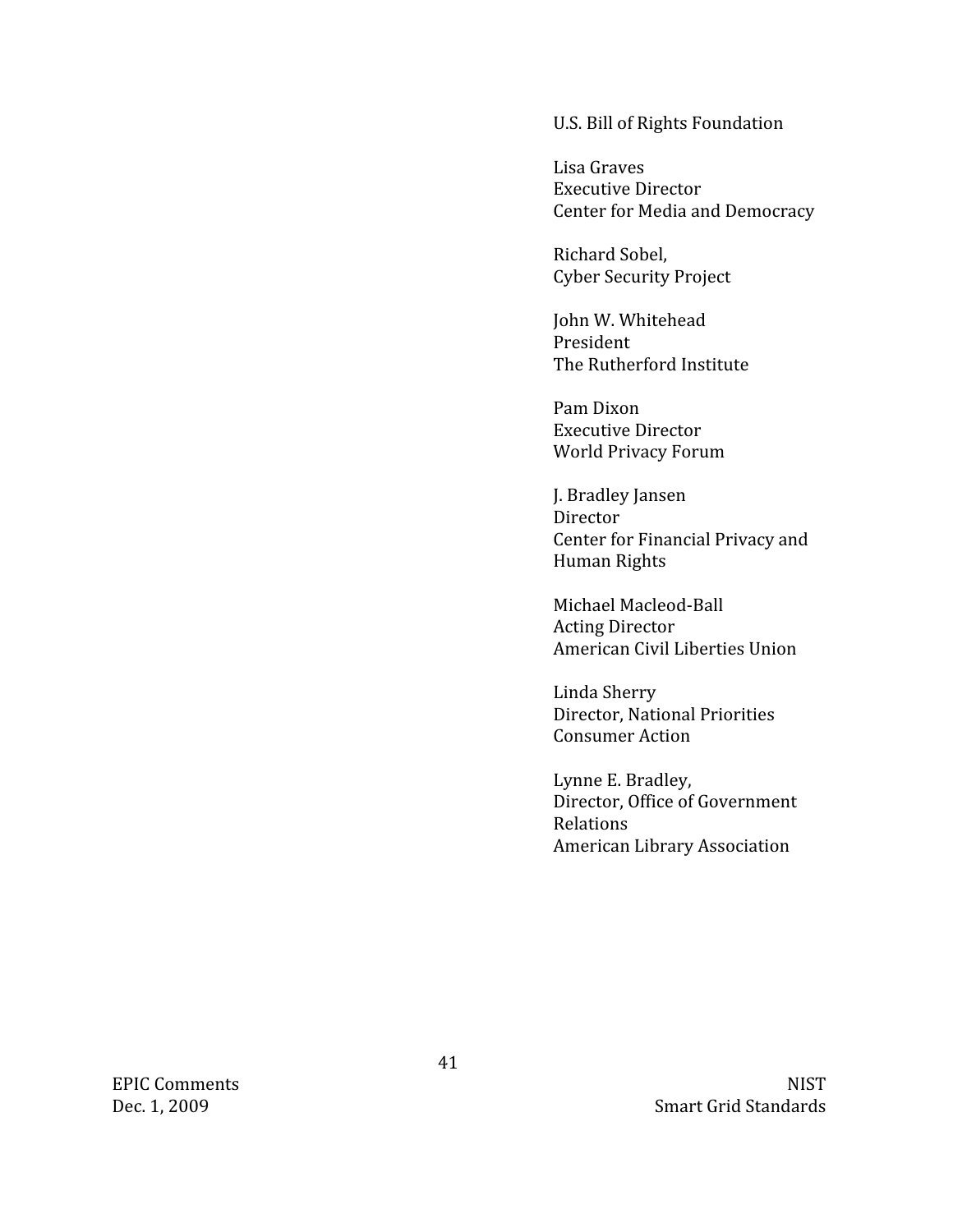U.S. Bill of Rights Foundation

Lisa Graves
Executive Director
Center for Media and Democracy

Richard Sobel,
Cyber Security Project

John W. Whitehead
President
The Rutherford Institute

Pam Dixon
Executive Director
World Privacy Forum

J. Bradley Jansen
Director
Center for Financial Privacy and Human Rights

Michael Macleod-Ball
Acting Director
American Civil Liberties Union

Linda Sherry
Director, National Priorities
Consumer Action

Lynne E. Bradley,
Director, Office of Government Relations
American Library Association